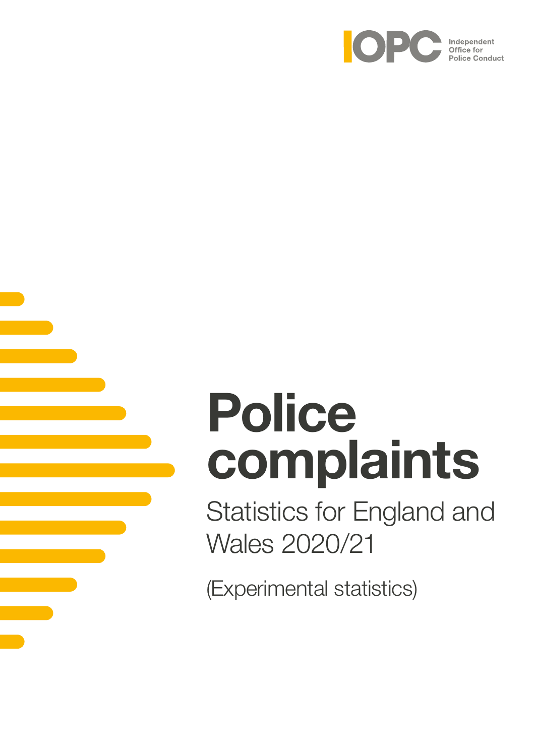IOPC Independent Office for Police Conduct

# Police complaints

## Statistics for England and Wales 2020/21

(Experimental statistics)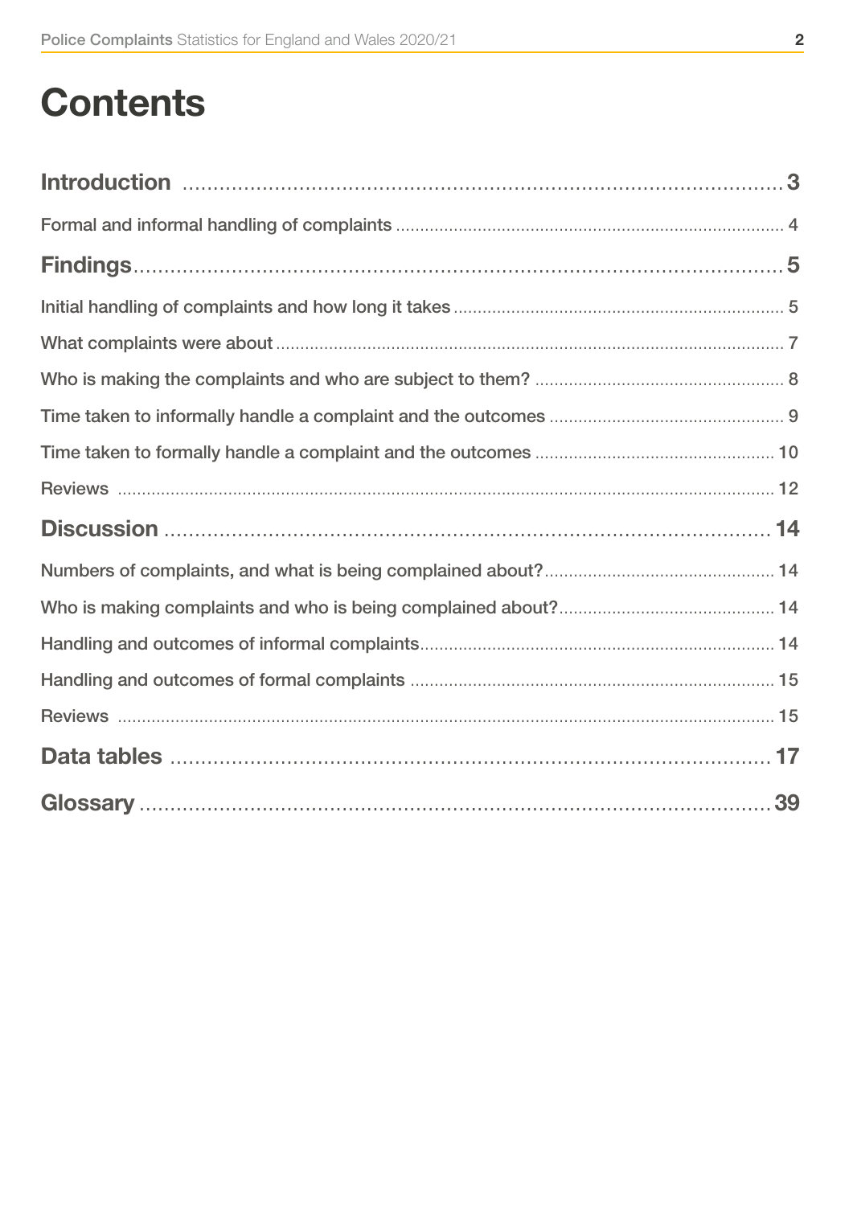# Contents

**Introduction** ..... 3

Formal and informal handling of complaints ..... 4

**Findings** ..... 5

Initial handling of complaints and how long it takes ..... 5

What complaints were about ..... 7

Who is making the complaints and who are subject to them? ..... 8

Time taken to informally handle a complaint and the outcomes ..... 9

Time taken to formally handle a complaint and the outcomes ..... 10

Reviews ..... 12

**Discussion** ..... 14

Numbers of complaints, and what is being complained about? ..... 14

Who is making complaints and who is being complained about? ..... 14

Handling and outcomes of informal complaints ..... 14

Handling and outcomes of formal complaints ..... 15

Reviews ..... 15

**Data tables** ..... 17

**Glossary** ..... 39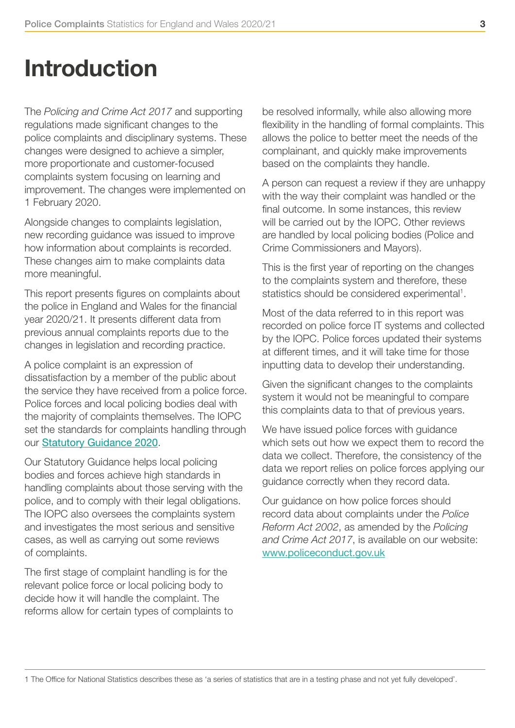# Introduction

The *Policing and Crime Act 2017* and supporting regulations made significant changes to the police complaints and disciplinary systems. These changes were designed to achieve a simpler, more proportionate and customer-focused complaints system focusing on learning and improvement. The changes were implemented on 1 February 2020.

Alongside changes to complaints legislation, new recording guidance was issued to improve how information about complaints is recorded. These changes aim to make complaints data more meaningful.

This report presents figures on complaints about the police in England and Wales for the financial year 2020/21. It presents different data from previous annual complaints reports due to the changes in legislation and recording practice.

A police complaint is an expression of dissatisfaction by a member of the public about the service they have received from a police force. Police forces and local policing bodies deal with the majority of complaints themselves. The IOPC set the standards for complaints handling through our [Statutory Guidance 2020](Statutory Guidance 2020).

Our Statutory Guidance helps local policing bodies and forces achieve high standards in handling complaints about those serving with the police, and to comply with their legal obligations. The IOPC also oversees the complaints system and investigates the most serious and sensitive cases, as well as carrying out some reviews of complaints.

The first stage of complaint handling is for the relevant police force or local policing body to decide how it will handle the complaint. The reforms allow for certain types of complaints to be resolved informally, while also allowing more flexibility in the handling of formal complaints. This allows the police to better meet the needs of the complainant, and quickly make improvements based on the complaints they handle.

A person can request a review if they are unhappy with the way their complaint was handled or the final outcome. In some instances, this review will be carried out by the IOPC. Other reviews are handled by local policing bodies (Police and Crime Commissioners and Mayors).

This is the first year of reporting on the changes to the complaints system and therefore, these statistics should be considered experimental[1].

Most of the data referred to in this report was recorded on police force IT systems and collected by the IOPC. Police forces updated their systems at different times, and it will take time for those inputting data to develop their understanding.

Given the significant changes to the complaints system it would not be meaningful to compare this complaints data to that of previous years.

We have issued police forces with guidance which sets out how we expect them to record the data we collect. Therefore, the consistency of the data we report relies on police forces applying our guidance correctly when they record data.

Our guidance on how police forces should record data about complaints under the *Police Reform Act 2002*, as amended by the *Policing and Crime Act 2017*, is available on our website: [www.policeconduct.gov.uk](www.policeconduct.gov.uk)

1 The Office for National Statistics describes these as 'a series of statistics that are in a testing phase and not yet fully developed'.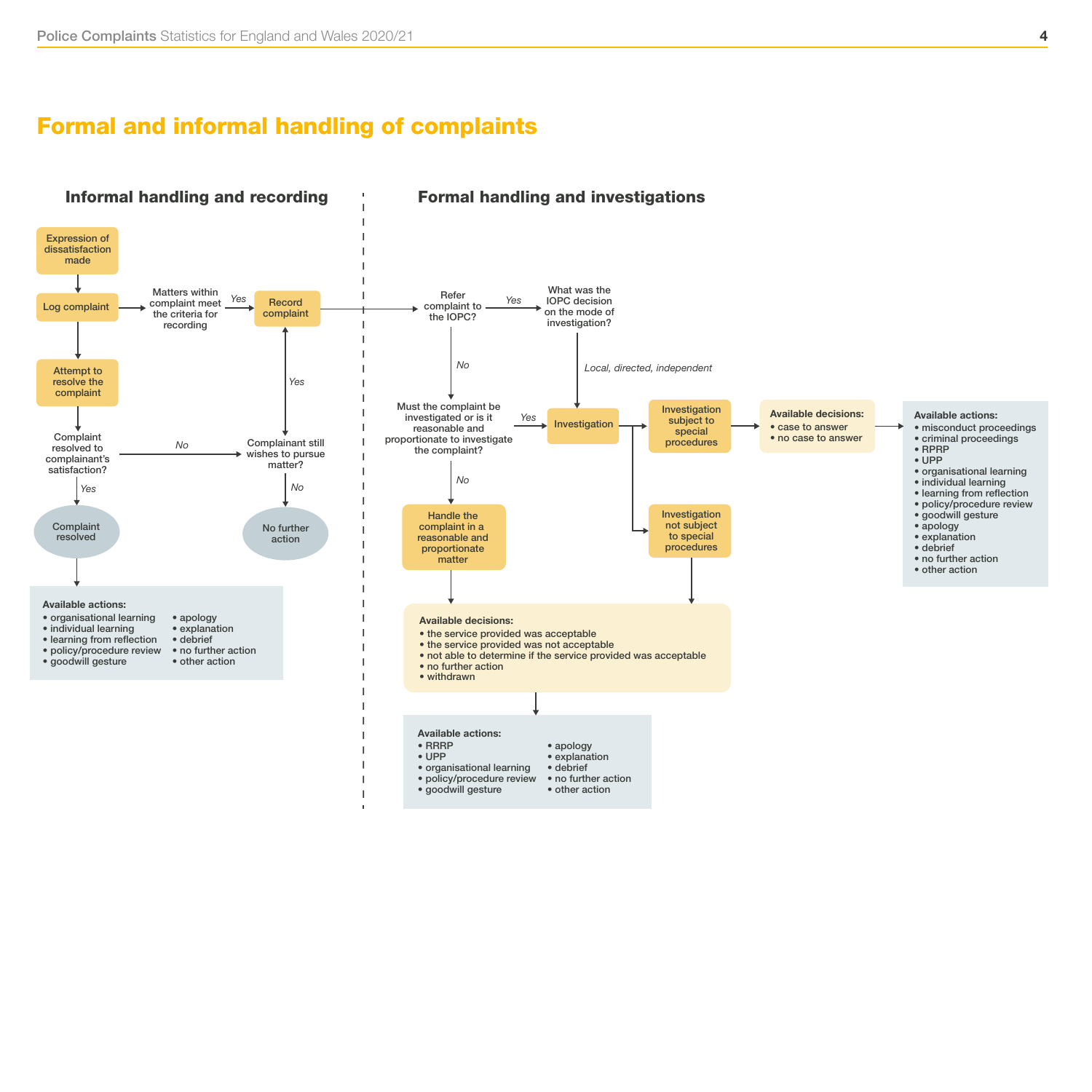# Formal and informal handling of complaints

## Informal handling and recording

Expression of dissatisfaction made

Log complaint

Matters within complaint meet the criteria for recording

Yes

Record complaint

Attempt to resolve the complaint

Complaint resolved to complainant's satisfaction?

No

Complainant still wishes to pursue matter?

Yes

Yes

No

Complaint resolved

No further action

**Available actions:**

- organisational learning
- individual learning
- learning from reflection
- policy/procedure review
- goodwill gesture
- apology
- explanation
- debrief
- no further action
- other action

## Formal handling and investigations

Refer complaint to the IOPC?

Yes

What was the IOPC decision on the mode of investigation?

*Local, directed, independent*

No

Must the complaint be investigated or is it reasonable and proportionate to investigate the complaint?

Yes

Investigation

Investigation subject to special procedures

**Available decisions:**

- case to answer
- no case to answer

**Available actions:**

- misconduct proceedings
- criminal proceedings
- RPRP
- UPP
- organisational learning
- individual learning
- learning from reflection
- policy/procedure review
- goodwill gesture
- apology
- explanation
- debrief
- no further action
- other action

Investigation not subject to special procedures

No

Handle the complaint in a reasonable and proportionate matter

**Available decisions:**

- the service provided was acceptable
- the service provided was not acceptable
- not able to determine if the service provided was acceptable
- no further action
- withdrawn

**Available actions:**

- RRRP
- UPP
- organisational learning
- policy/procedure review
- goodwill gesture
- apology
- explanation
- debrief
- no further action
- other action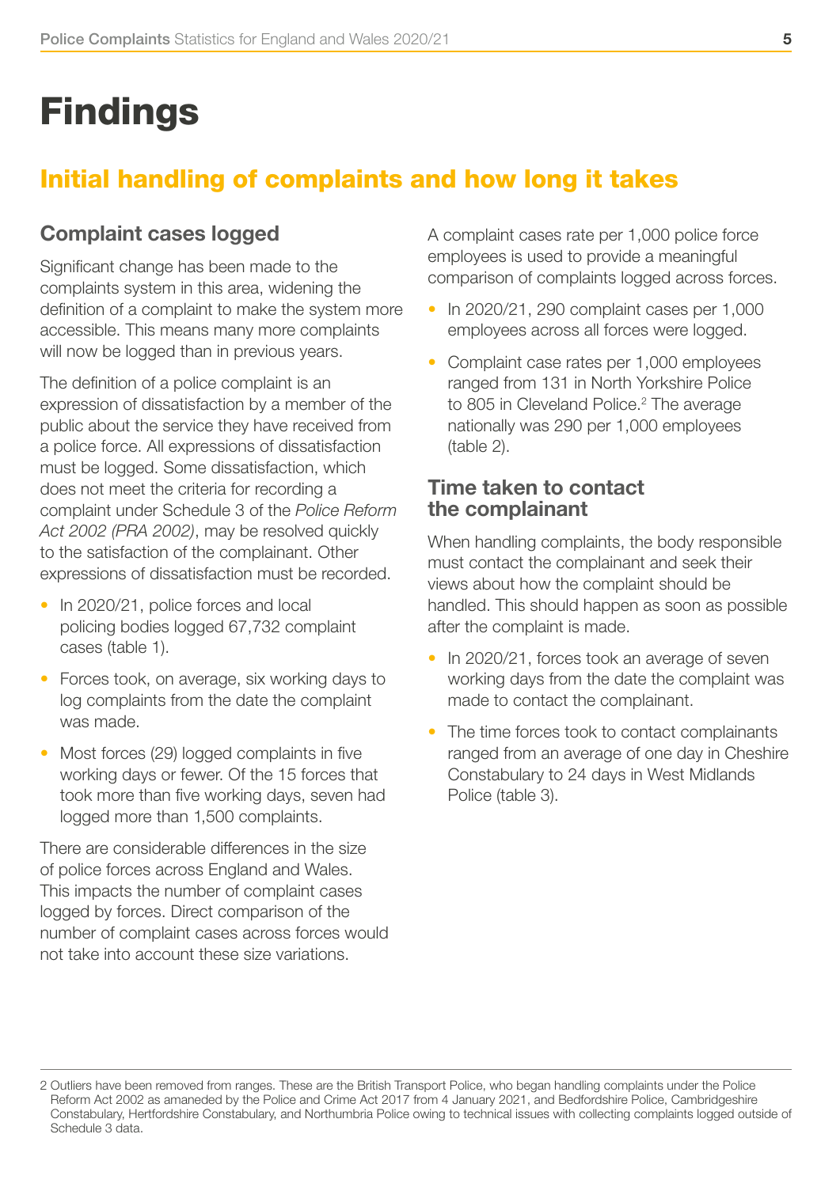# Findings

## Initial handling of complaints and how long it takes

### Complaint cases logged

Significant change has been made to the complaints system in this area, widening the definition of a complaint to make the system more accessible. This means many more complaints will now be logged than in previous years.

The definition of a police complaint is an expression of dissatisfaction by a member of the public about the service they have received from a police force. All expressions of dissatisfaction must be logged. Some dissatisfaction, which does not meet the criteria for recording a complaint under Schedule 3 of the *Police Reform Act 2002 (PRA 2002)*, may be resolved quickly to the satisfaction of the complainant. Other expressions of dissatisfaction must be recorded.

- In 2020/21, police forces and local policing bodies logged 67,732 complaint cases (table 1).
- Forces took, on average, six working days to log complaints from the date the complaint was made.
- Most forces (29) logged complaints in five working days or fewer. Of the 15 forces that took more than five working days, seven had logged more than 1,500 complaints.

There are considerable differences in the size of police forces across England and Wales. This impacts the number of complaint cases logged by forces. Direct comparison of the number of complaint cases across forces would not take into account these size variations.

A complaint cases rate per 1,000 police force employees is used to provide a meaningful comparison of complaints logged across forces.

- In 2020/21, 290 complaint cases per 1,000 employees across all forces were logged.
- Complaint case rates per 1,000 employees ranged from 131 in North Yorkshire Police to 805 in Cleveland Police.[2] The average nationally was 290 per 1,000 employees (table 2).

### Time taken to contact the complainant

When handling complaints, the body responsible must contact the complainant and seek their views about how the complaint should be handled. This should happen as soon as possible after the complaint is made.

- In 2020/21, forces took an average of seven working days from the date the complaint was made to contact the complainant.
- The time forces took to contact complainants ranged from an average of one day in Cheshire Constabulary to 24 days in West Midlands Police (table 3).

2 Outliers have been removed from ranges. These are the British Transport Police, who began handling complaints under the Police Reform Act 2002 as amaneded by the Police and Crime Act 2017 from 4 January 2021, and Bedfordshire Police, Cambridgeshire Constabulary, Hertfordshire Constabulary, and Northumbria Police owing to technical issues with collecting complaints logged outside of Schedule 3 data.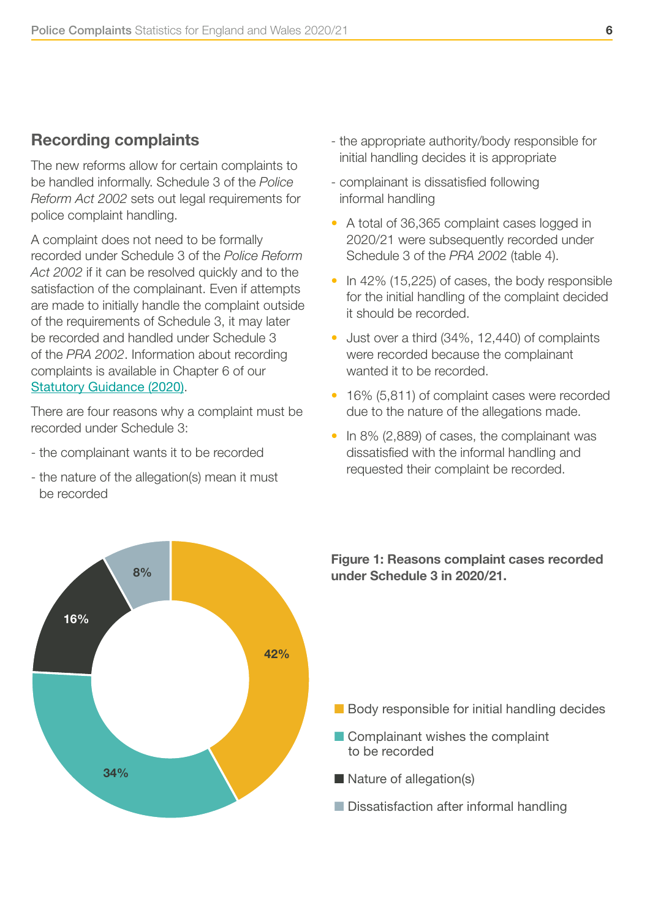## Recording complaints

The new reforms allow for certain complaints to be handled informally. Schedule 3 of the *Police Reform Act 2002* sets out legal requirements for police complaint handling.

A complaint does not need to be formally recorded under Schedule 3 of the *Police Reform Act 2002* if it can be resolved quickly and to the satisfaction of the complainant. Even if attempts are made to initially handle the complaint outside of the requirements of Schedule 3, it may later be recorded and handled under Schedule 3 of the *PRA 2002*. Information about recording complaints is available in Chapter 6 of our [Statutory Guidance (2020)].

There are four reasons why a complaint must be recorded under Schedule 3:

- the complainant wants it to be recorded
- the nature of the allegation(s) mean it must be recorded
- the appropriate authority/body responsible for initial handling decides it is appropriate
- complainant is dissatisfied following informal handling

- A total of 36,365 complaint cases logged in 2020/21 were subsequently recorded under Schedule 3 of the *PRA 2002* (table 4).
- In 42% (15,225) of cases, the body responsible for the initial handling of the complaint decided it should be recorded.
- Just over a third (34%, 12,440) of complaints were recorded because the complainant wanted it to be recorded.
- 16% (5,811) of complaint cases were recorded due to the nature of the allegations made.
- In 8% (2,889) of cases, the complainant was dissatisfied with the informal handling and requested their complaint be recorded.

42%
34%
16%
8%

Body responsible for initial handling decides
Complainant wishes the complaint to be recorded
Nature of allegation(s)
Dissatisfaction after informal handling

**Figure 1: Reasons complaint cases recorded under Schedule 3 in 2020/21.**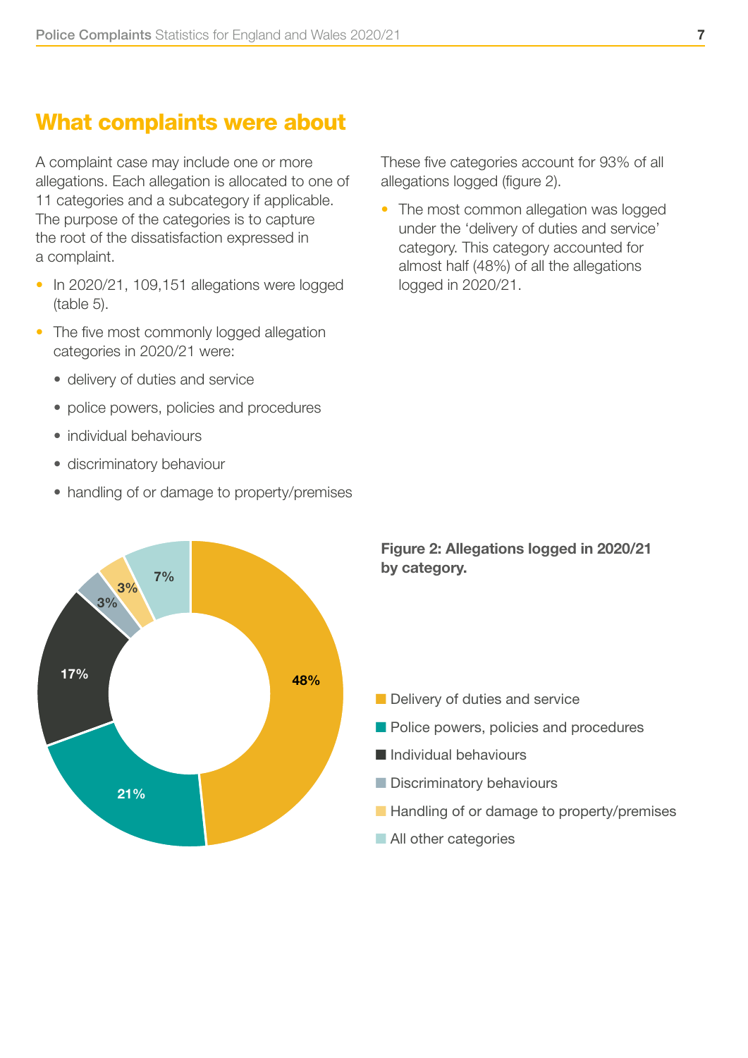## What complaints were about

A complaint case may include one or more allegations. Each allegation is allocated to one of 11 categories and a subcategory if applicable. The purpose of the categories is to capture the root of the dissatisfaction expressed in a complaint.

- In 2020/21, 109,151 allegations were logged (table 5).
- The five most commonly logged allegation categories in 2020/21 were:
  - delivery of duties and service
  - police powers, policies and procedures
  - individual behaviours
  - discriminatory behaviour
  - handling of or damage to property/premises

These five categories account for 93% of all allegations logged (figure 2).

- The most common allegation was logged under the 'delivery of duties and service' category. This category accounted for almost half (48%) of all the allegations logged in 2020/21.

48%
21%
17%
3%
3%
7%

Delivery of duties and service
Police powers, policies and procedures
Individual behaviours
Discriminatory behaviours
Handling of or damage to property/premises
All other categories

**Figure 2: Allegations logged in 2020/21 by category.**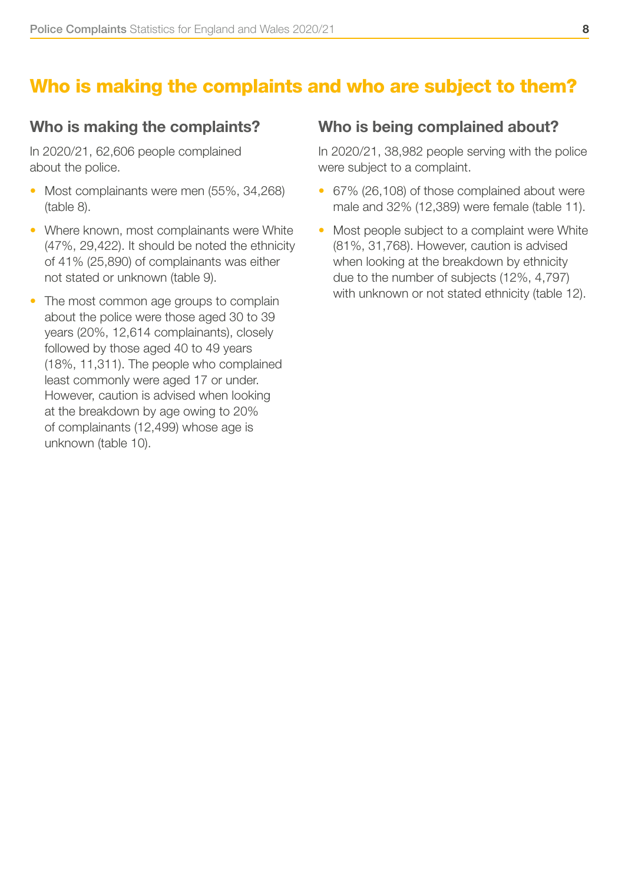## Who is making the complaints and who are subject to them?

### Who is making the complaints?

In 2020/21, 62,606 people complained about the police.

- Most complainants were men (55%, 34,268) (table 8).
- Where known, most complainants were White (47%, 29,422). It should be noted the ethnicity of 41% (25,890) of complainants was either not stated or unknown (table 9).
- The most common age groups to complain about the police were those aged 30 to 39 years (20%, 12,614 complainants), closely followed by those aged 40 to 49 years (18%, 11,311). The people who complained least commonly were aged 17 or under. However, caution is advised when looking at the breakdown by age owing to 20% of complainants (12,499) whose age is unknown (table 10).

### Who is being complained about?

In 2020/21, 38,982 people serving with the police were subject to a complaint.

- 67% (26,108) of those complained about were male and 32% (12,389) were female (table 11).
- Most people subject to a complaint were White (81%, 31,768). However, caution is advised when looking at the breakdown by ethnicity due to the number of subjects (12%, 4,797) with unknown or not stated ethnicity (table 12).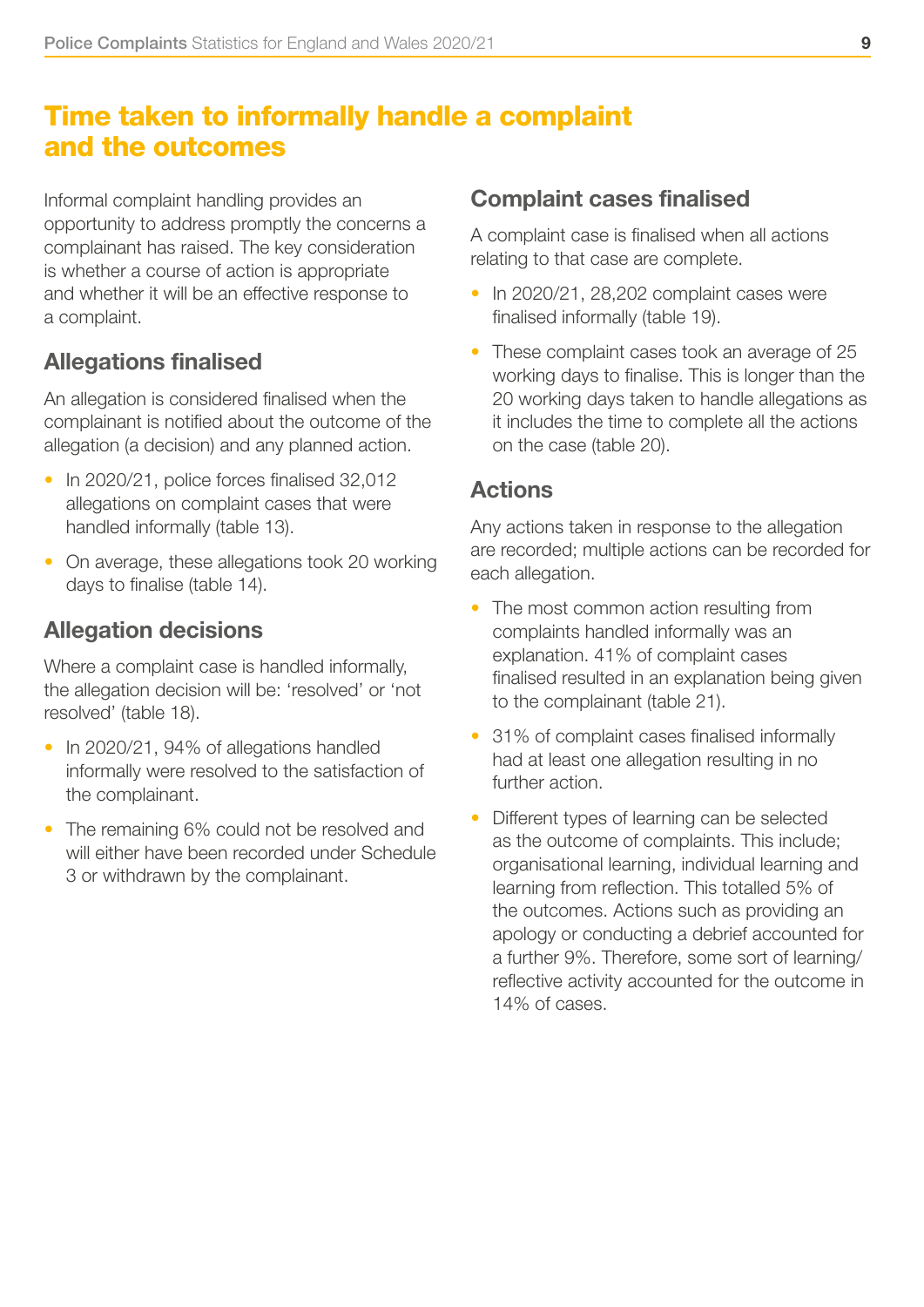# Time taken to informally handle a complaint and the outcomes

Informal complaint handling provides an opportunity to address promptly the concerns a complainant has raised. The key consideration is whether a course of action is appropriate and whether it will be an effective response to a complaint.

## Allegations finalised

An allegation is considered finalised when the complainant is notified about the outcome of the allegation (a decision) and any planned action.

- In 2020/21, police forces finalised 32,012 allegations on complaint cases that were handled informally (table 13).
- On average, these allegations took 20 working days to finalise (table 14).

## Allegation decisions

Where a complaint case is handled informally, the allegation decision will be: 'resolved' or 'not resolved' (table 18).

- In 2020/21, 94% of allegations handled informally were resolved to the satisfaction of the complainant.
- The remaining 6% could not be resolved and will either have been recorded under Schedule 3 or withdrawn by the complainant.

## Complaint cases finalised

A complaint case is finalised when all actions relating to that case are complete.

- In 2020/21, 28,202 complaint cases were finalised informally (table 19).
- These complaint cases took an average of 25 working days to finalise. This is longer than the 20 working days taken to handle allegations as it includes the time to complete all the actions on the case (table 20).

## Actions

Any actions taken in response to the allegation are recorded; multiple actions can be recorded for each allegation.

- The most common action resulting from complaints handled informally was an explanation. 41% of complaint cases finalised resulted in an explanation being given to the complainant (table 21).
- 31% of complaint cases finalised informally had at least one allegation resulting in no further action.
- Different types of learning can be selected as the outcome of complaints. This include; organisational learning, individual learning and learning from reflection. This totalled 5% of the outcomes. Actions such as providing an apology or conducting a debrief accounted for a further 9%. Therefore, some sort of learning/reflective activity accounted for the outcome in 14% of cases.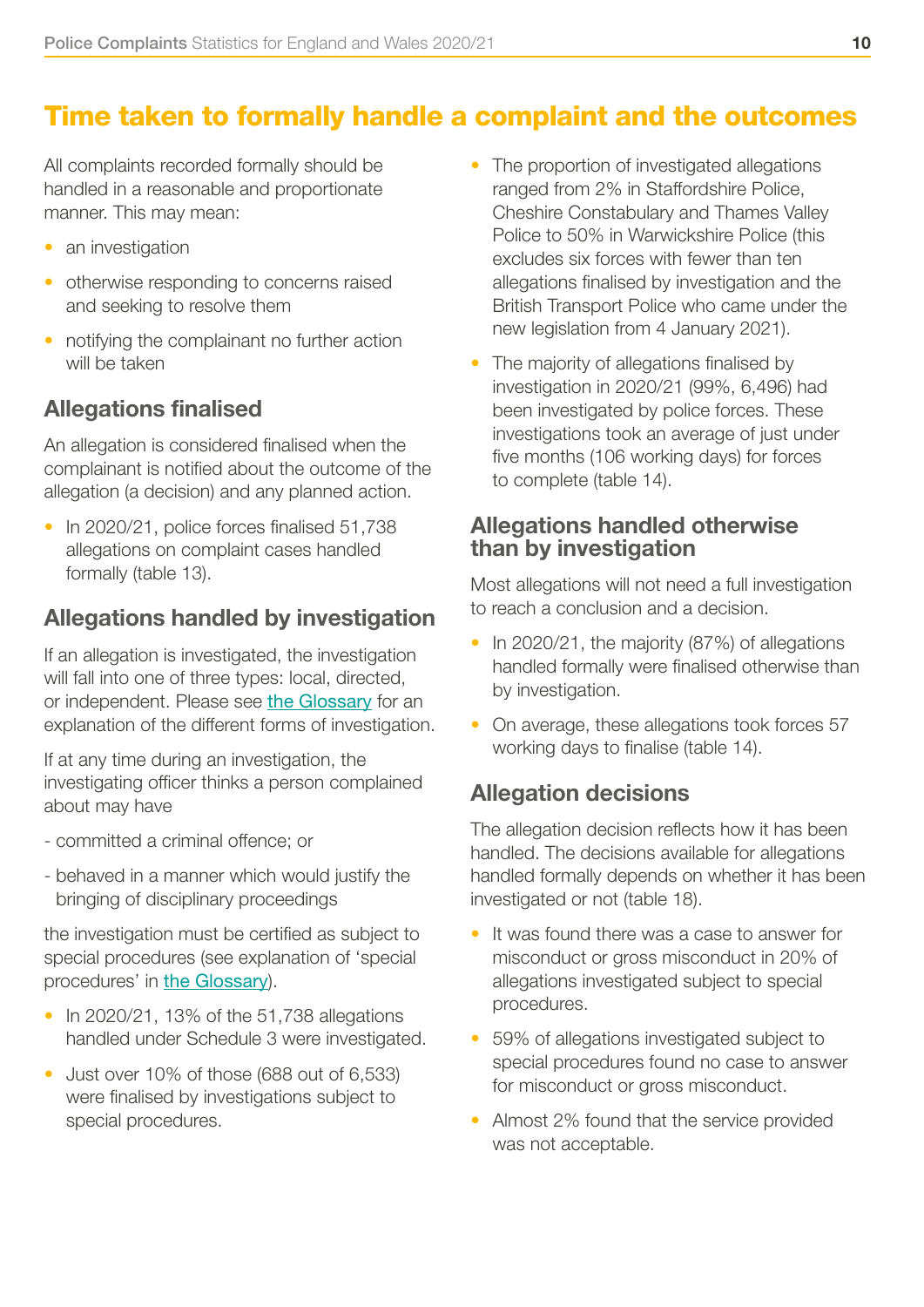# Time taken to formally handle a complaint and the outcomes

All complaints recorded formally should be handled in a reasonable and proportionate manner. This may mean:

- an investigation
- otherwise responding to concerns raised and seeking to resolve them
- notifying the complainant no further action will be taken

## Allegations finalised

An allegation is considered finalised when the complainant is notified about the outcome of the allegation (a decision) and any planned action.

- In 2020/21, police forces finalised 51,738 allegations on complaint cases handled formally (table 13).

## Allegations handled by investigation

If an allegation is investigated, the investigation will fall into one of three types: local, directed, or independent. Please see the Glossary for an explanation of the different forms of investigation.

If at any time during an investigation, the investigating officer thinks a person complained about may have

- committed a criminal offence; or
- behaved in a manner which would justify the bringing of disciplinary proceedings

the investigation must be certified as subject to special procedures (see explanation of 'special procedures' in the Glossary).

- In 2020/21, 13% of the 51,738 allegations handled under Schedule 3 were investigated.
- Just over 10% of those (688 out of 6,533) were finalised by investigations subject to special procedures.
- The proportion of investigated allegations ranged from 2% in Staffordshire Police, Cheshire Constabulary and Thames Valley Police to 50% in Warwickshire Police (this excludes six forces with fewer than ten allegations finalised by investigation and the British Transport Police who came under the new legislation from 4 January 2021).
- The majority of allegations finalised by investigation in 2020/21 (99%, 6,496) had been investigated by police forces. These investigations took an average of just under five months (106 working days) for forces to complete (table 14).

## Allegations handled otherwise than by investigation

Most allegations will not need a full investigation to reach a conclusion and a decision.

- In 2020/21, the majority (87%) of allegations handled formally were finalised otherwise than by investigation.
- On average, these allegations took forces 57 working days to finalise (table 14).

## Allegation decisions

The allegation decision reflects how it has been handled. The decisions available for allegations handled formally depends on whether it has been investigated or not (table 18).

- It was found there was a case to answer for misconduct or gross misconduct in 20% of allegations investigated subject to special procedures.
- 59% of allegations investigated subject to special procedures found no case to answer for misconduct or gross misconduct.
- Almost 2% found that the service provided was not acceptable.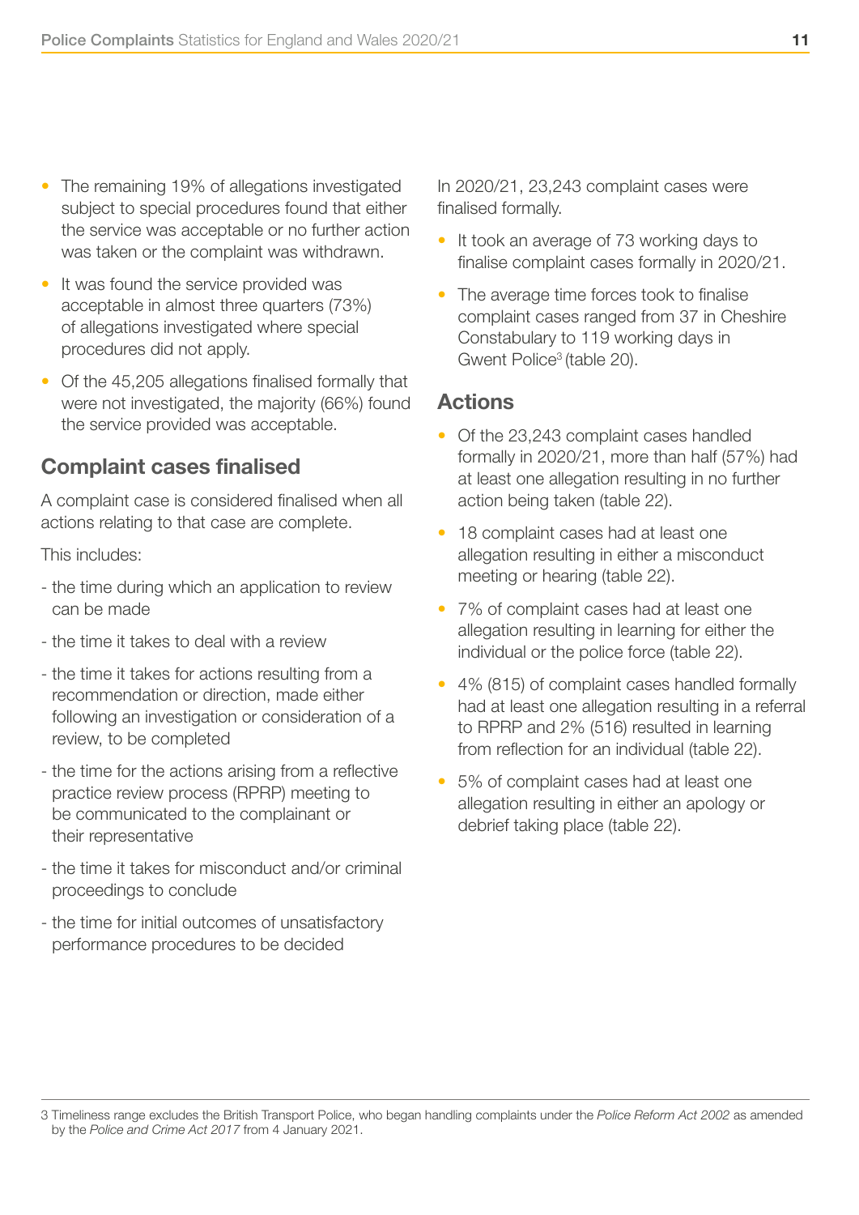- The remaining 19% of allegations investigated subject to special procedures found that either the service was acceptable or no further action was taken or the complaint was withdrawn.
- It was found the service provided was acceptable in almost three quarters (73%) of allegations investigated where special procedures did not apply.
- Of the 45,205 allegations finalised formally that were not investigated, the majority (66%) found the service provided was acceptable.

## Complaint cases finalised

A complaint case is considered finalised when all actions relating to that case are complete.

This includes:

- the time during which an application to review can be made
- the time it takes to deal with a review
- the time it takes for actions resulting from a recommendation or direction, made either following an investigation or consideration of a review, to be completed
- the time for the actions arising from a reflective practice review process (RPRP) meeting to be communicated to the complainant or their representative
- the time it takes for misconduct and/or criminal proceedings to conclude
- the time for initial outcomes of unsatisfactory performance procedures to be decided

In 2020/21, 23,243 complaint cases were finalised formally.

- It took an average of 73 working days to finalise complaint cases formally in 2020/21.
- The average time forces took to finalise complaint cases ranged from 37 in Cheshire Constabulary to 119 working days in Gwent Police[3] (table 20).

## Actions

- Of the 23,243 complaint cases handled formally in 2020/21, more than half (57%) had at least one allegation resulting in no further action being taken (table 22).
- 18 complaint cases had at least one allegation resulting in either a misconduct meeting or hearing (table 22).
- 7% of complaint cases had at least one allegation resulting in learning for either the individual or the police force (table 22).
- 4% (815) of complaint cases handled formally had at least one allegation resulting in a referral to RPRP and 2% (516) resulted in learning from reflection for an individual (table 22).
- 5% of complaint cases had at least one allegation resulting in either an apology or debrief taking place (table 22).

3 Timeliness range excludes the British Transport Police, who began handling complaints under the *Police Reform Act 2002* as amended by the *Police and Crime Act 2017* from 4 January 2021.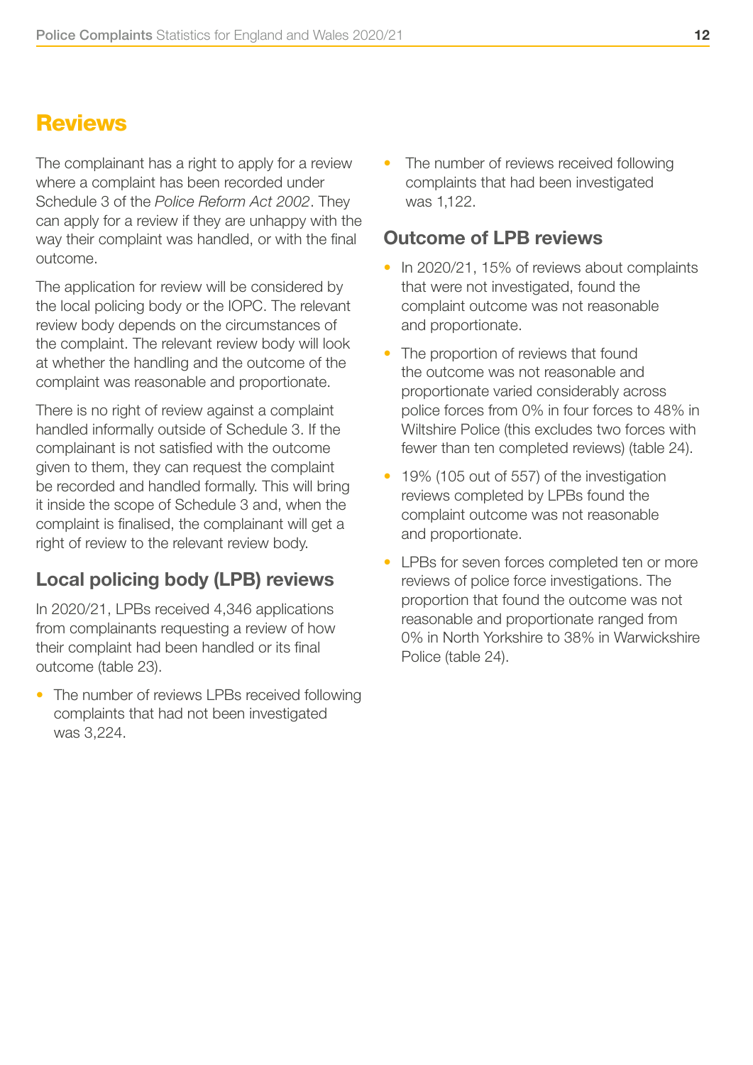## Reviews

The complainant has a right to apply for a review where a complaint has been recorded under Schedule 3 of the *Police Reform Act 2002*. They can apply for a review if they are unhappy with the way their complaint was handled, or with the final outcome.

The application for review will be considered by the local policing body or the IOPC. The relevant review body depends on the circumstances of the complaint. The relevant review body will look at whether the handling and the outcome of the complaint was reasonable and proportionate.

There is no right of review against a complaint handled informally outside of Schedule 3. If the complainant is not satisfied with the outcome given to them, they can request the complaint be recorded and handled formally. This will bring it inside the scope of Schedule 3 and, when the complaint is finalised, the complainant will get a right of review to the relevant review body.

### Local policing body (LPB) reviews

In 2020/21, LPBs received 4,346 applications from complainants requesting a review of how their complaint had been handled or its final outcome (table 23).

- The number of reviews LPBs received following complaints that had not been investigated was 3,224.
- The number of reviews received following complaints that had been investigated was 1,122.

### Outcome of LPB reviews

- In 2020/21, 15% of reviews about complaints that were not investigated, found the complaint outcome was not reasonable and proportionate.
- The proportion of reviews that found the outcome was not reasonable and proportionate varied considerably across police forces from 0% in four forces to 48% in Wiltshire Police (this excludes two forces with fewer than ten completed reviews) (table 24).
- 19% (105 out of 557) of the investigation reviews completed by LPBs found the complaint outcome was not reasonable and proportionate.
- LPBs for seven forces completed ten or more reviews of police force investigations. The proportion that found the outcome was not reasonable and proportionate ranged from 0% in North Yorkshire to 38% in Warwickshire Police (table 24).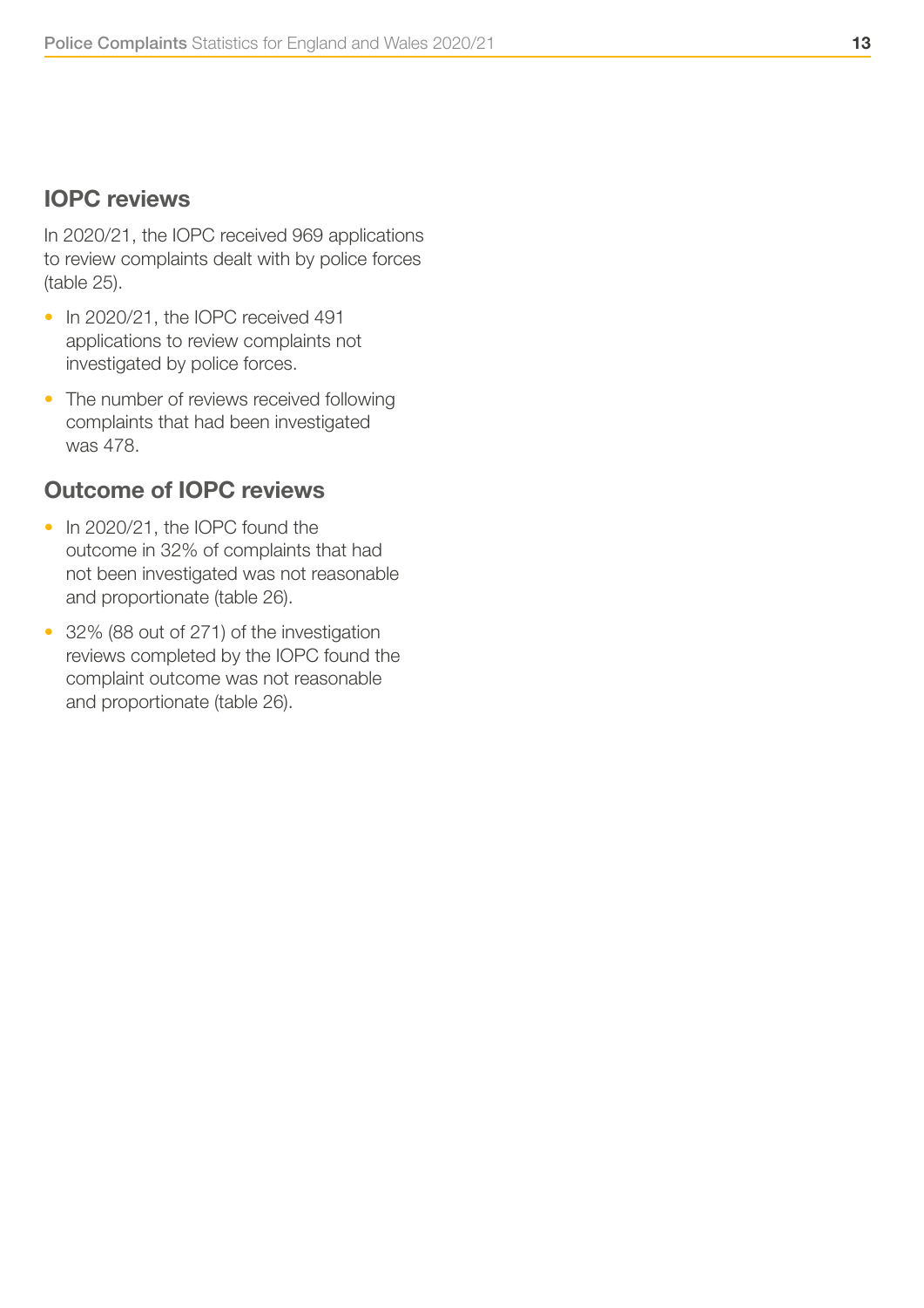## IOPC reviews

In 2020/21, the IOPC received 969 applications to review complaints dealt with by police forces (table 25).

- In 2020/21, the IOPC received 491 applications to review complaints not investigated by police forces.
- The number of reviews received following complaints that had been investigated was 478.

## Outcome of IOPC reviews

- In 2020/21, the IOPC found the outcome in 32% of complaints that had not been investigated was not reasonable and proportionate (table 26).
- 32% (88 out of 271) of the investigation reviews completed by the IOPC found the complaint outcome was not reasonable and proportionate (table 26).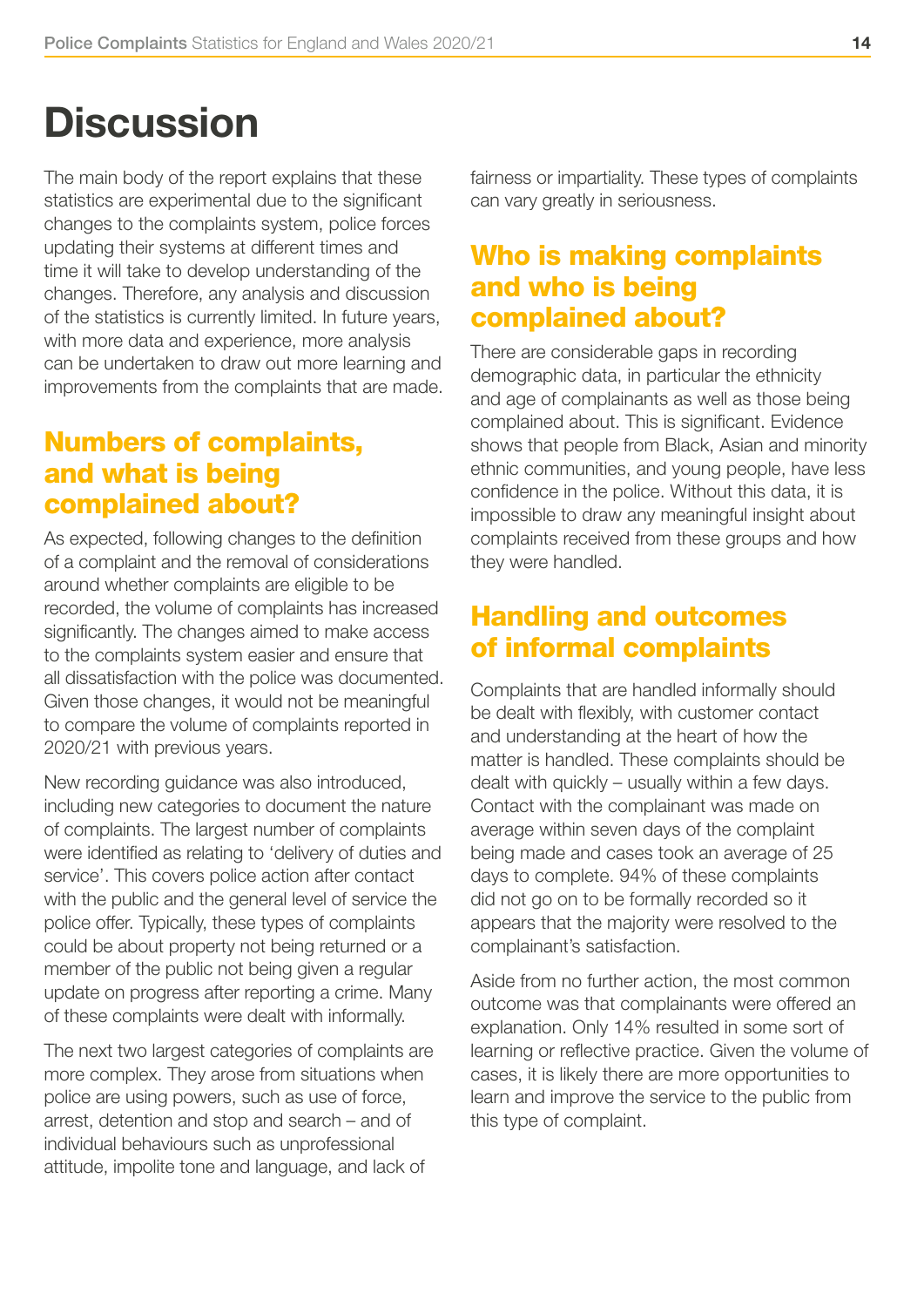# Discussion

The main body of the report explains that these statistics are experimental due to the significant changes to the complaints system, police forces updating their systems at different times and time it will take to develop understanding of the changes. Therefore, any analysis and discussion of the statistics is currently limited. In future years, with more data and experience, more analysis can be undertaken to draw out more learning and improvements from the complaints that are made.

## Numbers of complaints, and what is being complained about?

As expected, following changes to the definition of a complaint and the removal of considerations around whether complaints are eligible to be recorded, the volume of complaints has increased significantly. The changes aimed to make access to the complaints system easier and ensure that all dissatisfaction with the police was documented. Given those changes, it would not be meaningful to compare the volume of complaints reported in 2020/21 with previous years.

New recording guidance was also introduced, including new categories to document the nature of complaints. The largest number of complaints were identified as relating to 'delivery of duties and service'. This covers police action after contact with the public and the general level of service the police offer. Typically, these types of complaints could be about property not being returned or a member of the public not being given a regular update on progress after reporting a crime. Many of these complaints were dealt with informally.

The next two largest categories of complaints are more complex. They arose from situations when police are using powers, such as use of force, arrest, detention and stop and search – and of individual behaviours such as unprofessional attitude, impolite tone and language, and lack of fairness or impartiality. These types of complaints can vary greatly in seriousness.

## Who is making complaints and who is being complained about?

There are considerable gaps in recording demographic data, in particular the ethnicity and age of complainants as well as those being complained about. This is significant. Evidence shows that people from Black, Asian and minority ethnic communities, and young people, have less confidence in the police. Without this data, it is impossible to draw any meaningful insight about complaints received from these groups and how they were handled.

## Handling and outcomes of informal complaints

Complaints that are handled informally should be dealt with flexibly, with customer contact and understanding at the heart of how the matter is handled. These complaints should be dealt with quickly – usually within a few days. Contact with the complainant was made on average within seven days of the complaint being made and cases took an average of 25 days to complete. 94% of these complaints did not go on to be formally recorded so it appears that the majority were resolved to the complainant's satisfaction.

Aside from no further action, the most common outcome was that complainants were offered an explanation. Only 14% resulted in some sort of learning or reflective practice. Given the volume of cases, it is likely there are more opportunities to learn and improve the service to the public from this type of complaint.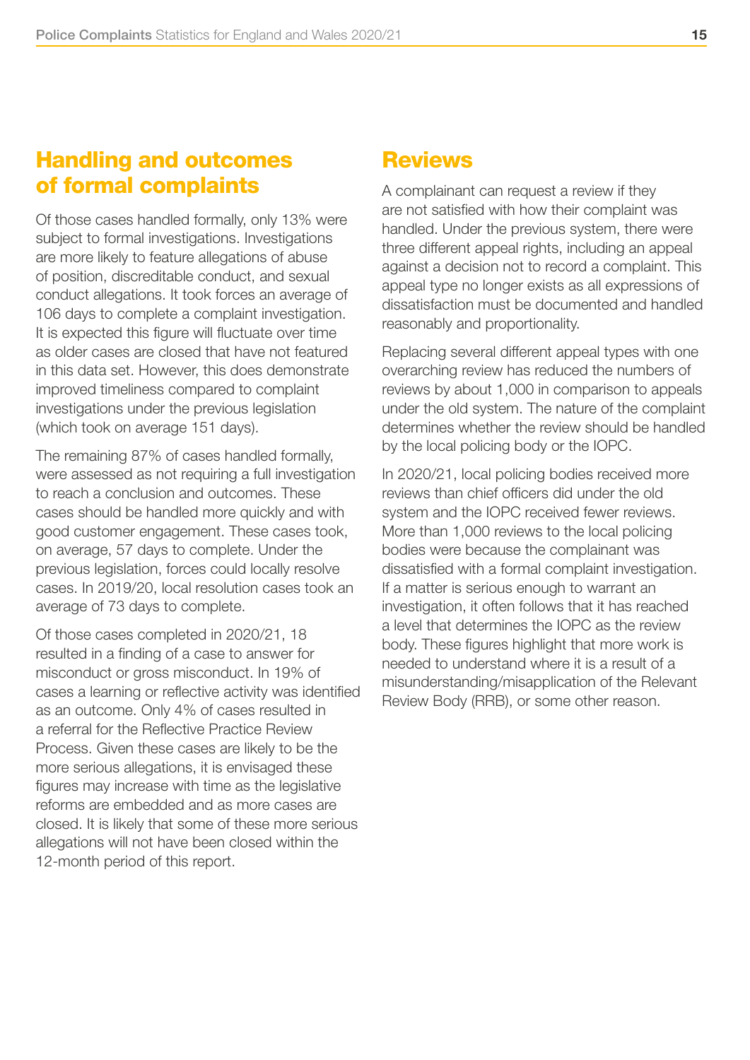## Handling and outcomes of formal complaints

Of those cases handled formally, only 13% were subject to formal investigations. Investigations are more likely to feature allegations of abuse of position, discreditable conduct, and sexual conduct allegations. It took forces an average of 106 days to complete a complaint investigation. It is expected this figure will fluctuate over time as older cases are closed that have not featured in this data set. However, this does demonstrate improved timeliness compared to complaint investigations under the previous legislation (which took on average 151 days).

The remaining 87% of cases handled formally, were assessed as not requiring a full investigation to reach a conclusion and outcomes. These cases should be handled more quickly and with good customer engagement. These cases took, on average, 57 days to complete. Under the previous legislation, forces could locally resolve cases. In 2019/20, local resolution cases took an average of 73 days to complete.

Of those cases completed in 2020/21, 18 resulted in a finding of a case to answer for misconduct or gross misconduct. In 19% of cases a learning or reflective activity was identified as an outcome. Only 4% of cases resulted in a referral for the Reflective Practice Review Process. Given these cases are likely to be the more serious allegations, it is envisaged these figures may increase with time as the legislative reforms are embedded and as more cases are closed. It is likely that some of these more serious allegations will not have been closed within the 12-month period of this report.

## Reviews

A complainant can request a review if they are not satisfied with how their complaint was handled. Under the previous system, there were three different appeal rights, including an appeal against a decision not to record a complaint. This appeal type no longer exists as all expressions of dissatisfaction must be documented and handled reasonably and proportionality.

Replacing several different appeal types with one overarching review has reduced the numbers of reviews by about 1,000 in comparison to appeals under the old system. The nature of the complaint determines whether the review should be handled by the local policing body or the IOPC.

In 2020/21, local policing bodies received more reviews than chief officers did under the old system and the IOPC received fewer reviews. More than 1,000 reviews to the local policing bodies were because the complainant was dissatisfied with a formal complaint investigation. If a matter is serious enough to warrant an investigation, it often follows that it has reached a level that determines the IOPC as the review body. These figures highlight that more work is needed to understand where it is a result of a misunderstanding/misapplication of the Relevant Review Body (RRB), or some other reason.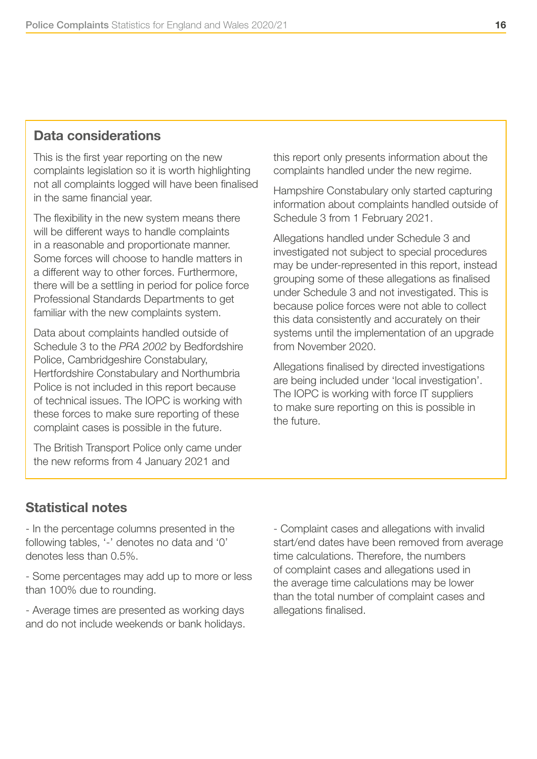## Data considerations

This is the first year reporting on the new complaints legislation so it is worth highlighting not all complaints logged will have been finalised in the same financial year.

The flexibility in the new system means there will be different ways to handle complaints in a reasonable and proportionate manner. Some forces will choose to handle matters in a different way to other forces. Furthermore, there will be a settling in period for police force Professional Standards Departments to get familiar with the new complaints system.

Data about complaints handled outside of Schedule 3 to the *PRA 2002* by Bedfordshire Police, Cambridgeshire Constabulary, Hertfordshire Constabulary and Northumbria Police is not included in this report because of technical issues. The IOPC is working with these forces to make sure reporting of these complaint cases is possible in the future.

The British Transport Police only came under the new reforms from 4 January 2021 and this report only presents information about the complaints handled under the new regime.

Hampshire Constabulary only started capturing information about complaints handled outside of Schedule 3 from 1 February 2021.

Allegations handled under Schedule 3 and investigated not subject to special procedures may be under-represented in this report, instead grouping some of these allegations as finalised under Schedule 3 and not investigated. This is because police forces were not able to collect this data consistently and accurately on their systems until the implementation of an upgrade from November 2020.

Allegations finalised by directed investigations are being included under 'local investigation'. The IOPC is working with force IT suppliers to make sure reporting on this is possible in the future.

## Statistical notes

- In the percentage columns presented in the following tables, '-' denotes no data and '0' denotes less than 0.5%.

- Some percentages may add up to more or less than 100% due to rounding.

- Average times are presented as working days and do not include weekends or bank holidays.

- Complaint cases and allegations with invalid start/end dates have been removed from average time calculations. Therefore, the numbers of complaint cases and allegations used in the average time calculations may be lower than the total number of complaint cases and allegations finalised.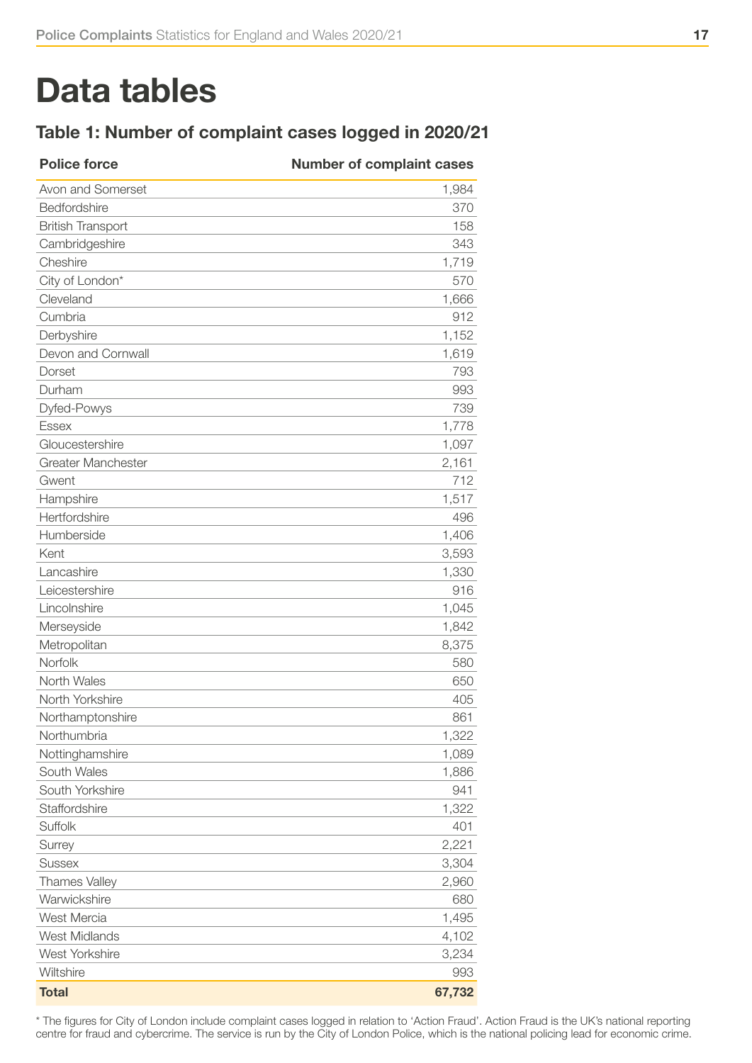# Data tables

## Table 1: Number of complaint cases logged in 2020/21

| Police force | Number of complaint cases |
|---|---|
| Avon and Somerset | 1,984 |
| Bedfordshire | 370 |
| British Transport | 158 |
| Cambridgeshire | 343 |
| Cheshire | 1,719 |
| City of London* | 570 |
| Cleveland | 1,666 |
| Cumbria | 912 |
| Derbyshire | 1,152 |
| Devon and Cornwall | 1,619 |
| Dorset | 793 |
| Durham | 993 |
| Dyfed-Powys | 739 |
| Essex | 1,778 |
| Gloucestershire | 1,097 |
| Greater Manchester | 2,161 |
| Gwent | 712 |
| Hampshire | 1,517 |
| Hertfordshire | 496 |
| Humberside | 1,406 |
| Kent | 3,593 |
| Lancashire | 1,330 |
| Leicestershire | 916 |
| Lincolnshire | 1,045 |
| Merseyside | 1,842 |
| Metropolitan | 8,375 |
| Norfolk | 580 |
| North Wales | 650 |
| North Yorkshire | 405 |
| Northamptonshire | 861 |
| Northumbria | 1,322 |
| Nottinghamshire | 1,089 |
| South Wales | 1,886 |
| South Yorkshire | 941 |
| Staffordshire | 1,322 |
| Suffolk | 401 |
| Surrey | 2,221 |
| Sussex | 3,304 |
| Thames Valley | 2,960 |
| Warwickshire | 680 |
| West Mercia | 1,495 |
| West Midlands | 4,102 |
| West Yorkshire | 3,234 |
| Wiltshire | 993 |
| **Total** | **67,732** |

* The figures for City of London include complaint cases logged in relation to 'Action Fraud'. Action Fraud is the UK's national reporting centre for fraud and cybercrime. The service is run by the City of London Police, which is the national policing lead for economic crime.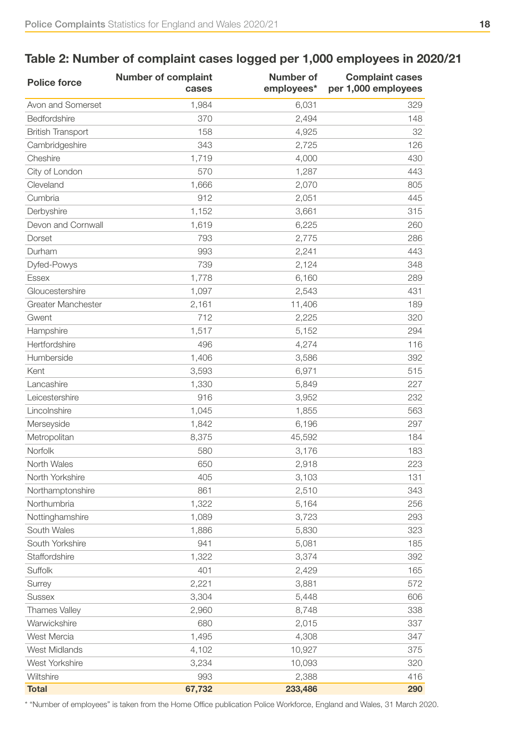## Table 2: Number of complaint cases logged per 1,000 employees in 2020/21

| Police force | Number of complaint cases | Number of employees* | Complaint cases per 1,000 employees |
|---|---|---|---|
| Avon and Somerset | 1,984 | 6,031 | 329 |
| Bedfordshire | 370 | 2,494 | 148 |
| British Transport | 158 | 4,925 | 32 |
| Cambridgeshire | 343 | 2,725 | 126 |
| Cheshire | 1,719 | 4,000 | 430 |
| City of London | 570 | 1,287 | 443 |
| Cleveland | 1,666 | 2,070 | 805 |
| Cumbria | 912 | 2,051 | 445 |
| Derbyshire | 1,152 | 3,661 | 315 |
| Devon and Cornwall | 1,619 | 6,225 | 260 |
| Dorset | 793 | 2,775 | 286 |
| Durham | 993 | 2,241 | 443 |
| Dyfed-Powys | 739 | 2,124 | 348 |
| Essex | 1,778 | 6,160 | 289 |
| Gloucestershire | 1,097 | 2,543 | 431 |
| Greater Manchester | 2,161 | 11,406 | 189 |
| Gwent | 712 | 2,225 | 320 |
| Hampshire | 1,517 | 5,152 | 294 |
| Hertfordshire | 496 | 4,274 | 116 |
| Humberside | 1,406 | 3,586 | 392 |
| Kent | 3,593 | 6,971 | 515 |
| Lancashire | 1,330 | 5,849 | 227 |
| Leicestershire | 916 | 3,952 | 232 |
| Lincolnshire | 1,045 | 1,855 | 563 |
| Merseyside | 1,842 | 6,196 | 297 |
| Metropolitan | 8,375 | 45,592 | 184 |
| Norfolk | 580 | 3,176 | 183 |
| North Wales | 650 | 2,918 | 223 |
| North Yorkshire | 405 | 3,103 | 131 |
| Northamptonshire | 861 | 2,510 | 343 |
| Northumbria | 1,322 | 5,164 | 256 |
| Nottinghamshire | 1,089 | 3,723 | 293 |
| South Wales | 1,886 | 5,830 | 323 |
| South Yorkshire | 941 | 5,081 | 185 |
| Staffordshire | 1,322 | 3,374 | 392 |
| Suffolk | 401 | 2,429 | 165 |
| Surrey | 2,221 | 3,881 | 572 |
| Sussex | 3,304 | 5,448 | 606 |
| Thames Valley | 2,960 | 8,748 | 338 |
| Warwickshire | 680 | 2,015 | 337 |
| West Mercia | 1,495 | 4,308 | 347 |
| West Midlands | 4,102 | 10,927 | 375 |
| West Yorkshire | 3,234 | 10,093 | 320 |
| Wiltshire | 993 | 2,388 | 416 |
| **Total** | **67,732** | **233,486** | **290** |

\* "Number of employees" is taken from the Home Office publication Police Workforce, England and Wales, 31 March 2020.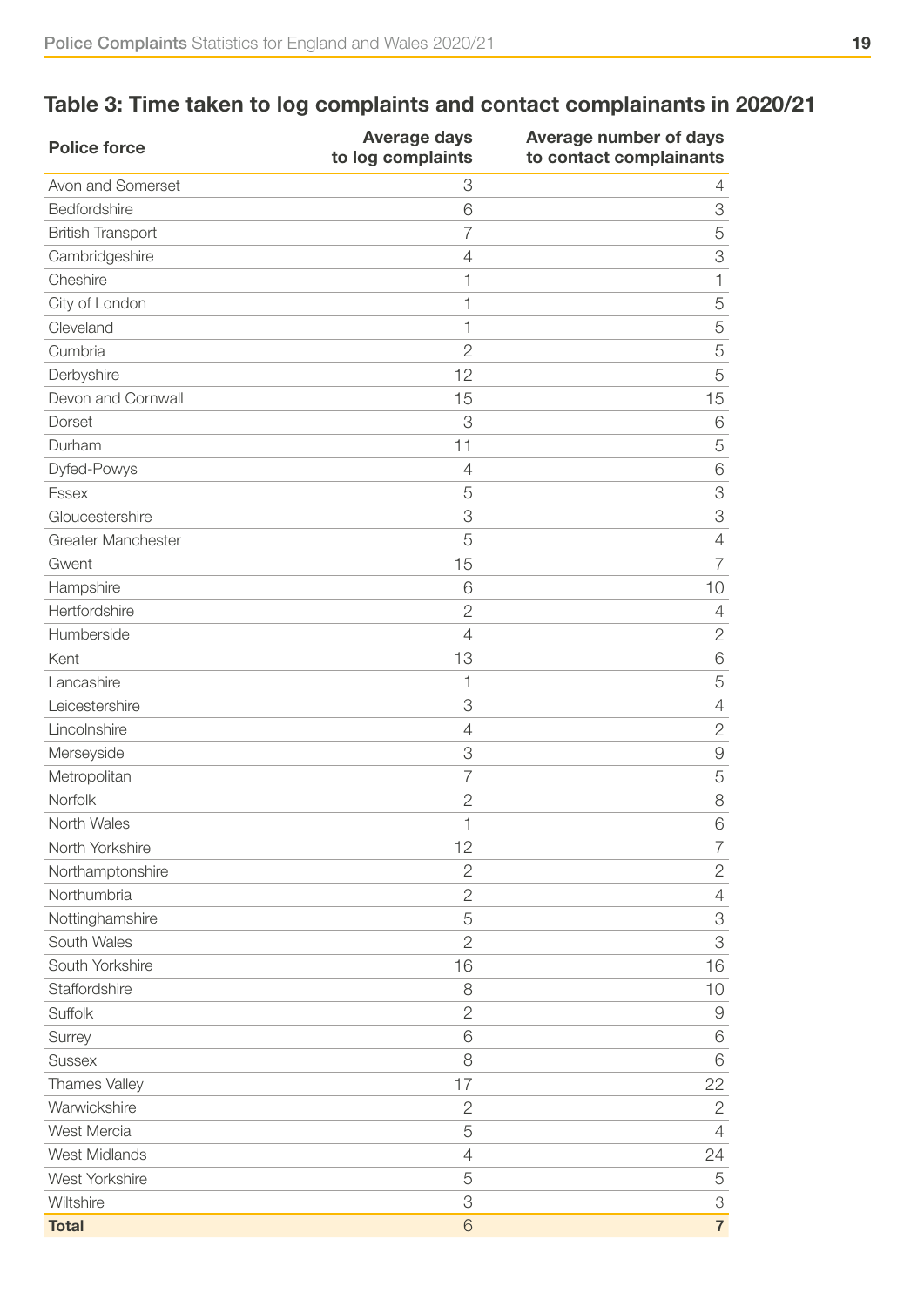## Table 3: Time taken to log complaints and contact complainants in 2020/21

| Police force | Average days to log complaints | Average number of days to contact complainants |
|---|---|---|
| Avon and Somerset | 3 | 4 |
| Bedfordshire | 6 | 3 |
| British Transport | 7 | 5 |
| Cambridgeshire | 4 | 3 |
| Cheshire | 1 | 1 |
| City of London | 1 | 5 |
| Cleveland | 1 | 5 |
| Cumbria | 2 | 5 |
| Derbyshire | 12 | 5 |
| Devon and Cornwall | 15 | 15 |
| Dorset | 3 | 6 |
| Durham | 11 | 5 |
| Dyfed-Powys | 4 | 6 |
| Essex | 5 | 3 |
| Gloucestershire | 3 | 3 |
| Greater Manchester | 5 | 4 |
| Gwent | 15 | 7 |
| Hampshire | 6 | 10 |
| Hertfordshire | 2 | 4 |
| Humberside | 4 | 2 |
| Kent | 13 | 6 |
| Lancashire | 1 | 5 |
| Leicestershire | 3 | 4 |
| Lincolnshire | 4 | 2 |
| Merseyside | 3 | 9 |
| Metropolitan | 7 | 5 |
| Norfolk | 2 | 8 |
| North Wales | 1 | 6 |
| North Yorkshire | 12 | 7 |
| Northamptonshire | 2 | 2 |
| Northumbria | 2 | 4 |
| Nottinghamshire | 5 | 3 |
| South Wales | 2 | 3 |
| South Yorkshire | 16 | 16 |
| Staffordshire | 8 | 10 |
| Suffolk | 2 | 9 |
| Surrey | 6 | 6 |
| Sussex | 8 | 6 |
| Thames Valley | 17 | 22 |
| Warwickshire | 2 | 2 |
| West Mercia | 5 | 4 |
| West Midlands | 4 | 24 |
| West Yorkshire | 5 | 5 |
| Wiltshire | 3 | 3 |
| **Total** | 6 | **7** |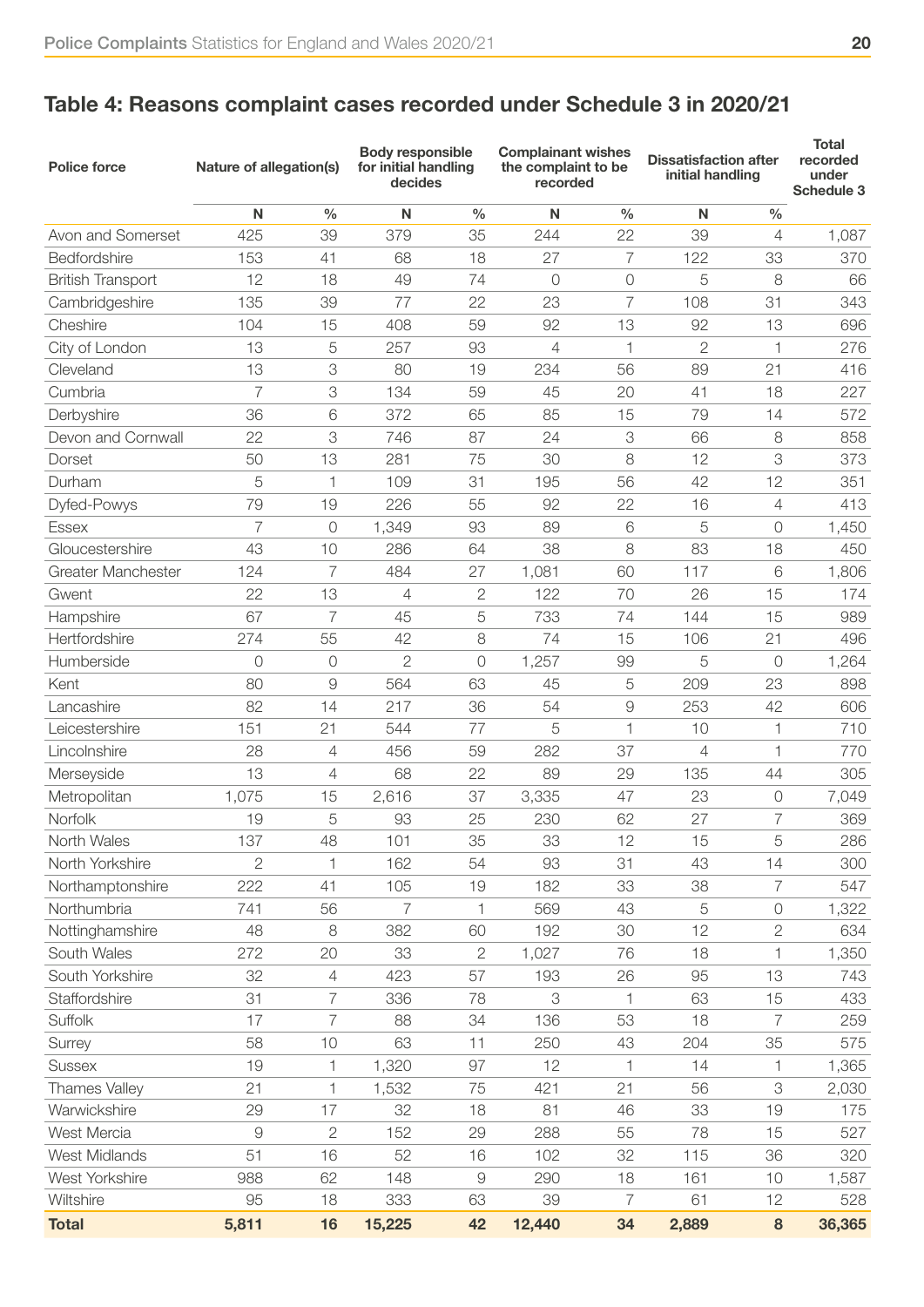## Table 4: Reasons complaint cases recorded under Schedule 3 in 2020/21

| Police force | Nature of allegation(s) | | Body responsible for initial handling decides | | Complainant wishes the complaint to be recorded | | Dissatisfaction after initial handling | | Total recorded under Schedule 3 |
|---|---|---|---|---|---|---|---|---|---|
| | N | % | N | % | N | % | N | % | |
| Avon and Somerset | 425 | 39 | 379 | 35 | 244 | 22 | 39 | 4 | 1,087 |
| Bedfordshire | 153 | 41 | 68 | 18 | 27 | 7 | 122 | 33 | 370 |
| British Transport | 12 | 18 | 49 | 74 | 0 | 0 | 5 | 8 | 66 |
| Cambridgeshire | 135 | 39 | 77 | 22 | 23 | 7 | 108 | 31 | 343 |
| Cheshire | 104 | 15 | 408 | 59 | 92 | 13 | 92 | 13 | 696 |
| City of London | 13 | 5 | 257 | 93 | 4 | 1 | 2 | 1 | 276 |
| Cleveland | 13 | 3 | 80 | 19 | 234 | 56 | 89 | 21 | 416 |
| Cumbria | 7 | 3 | 134 | 59 | 45 | 20 | 41 | 18 | 227 |
| Derbyshire | 36 | 6 | 372 | 65 | 85 | 15 | 79 | 14 | 572 |
| Devon and Cornwall | 22 | 3 | 746 | 87 | 24 | 3 | 66 | 8 | 858 |
| Dorset | 50 | 13 | 281 | 75 | 30 | 8 | 12 | 3 | 373 |
| Durham | 5 | 1 | 109 | 31 | 195 | 56 | 42 | 12 | 351 |
| Dyfed-Powys | 79 | 19 | 226 | 55 | 92 | 22 | 16 | 4 | 413 |
| Essex | 7 | 0 | 1,349 | 93 | 89 | 6 | 5 | 0 | 1,450 |
| Gloucestershire | 43 | 10 | 286 | 64 | 38 | 8 | 83 | 18 | 450 |
| Greater Manchester | 124 | 7 | 484 | 27 | 1,081 | 60 | 117 | 6 | 1,806 |
| Gwent | 22 | 13 | 4 | 2 | 122 | 70 | 26 | 15 | 174 |
| Hampshire | 67 | 7 | 45 | 5 | 733 | 74 | 144 | 15 | 989 |
| Hertfordshire | 274 | 55 | 42 | 8 | 74 | 15 | 106 | 21 | 496 |
| Humberside | 0 | 0 | 2 | 0 | 1,257 | 99 | 5 | 0 | 1,264 |
| Kent | 80 | 9 | 564 | 63 | 45 | 5 | 209 | 23 | 898 |
| Lancashire | 82 | 14 | 217 | 36 | 54 | 9 | 253 | 42 | 606 |
| Leicestershire | 151 | 21 | 544 | 77 | 5 | 1 | 10 | 1 | 710 |
| Lincolnshire | 28 | 4 | 456 | 59 | 282 | 37 | 4 | 1 | 770 |
| Merseyside | 13 | 4 | 68 | 22 | 89 | 29 | 135 | 44 | 305 |
| Metropolitan | 1,075 | 15 | 2,616 | 37 | 3,335 | 47 | 23 | 0 | 7,049 |
| Norfolk | 19 | 5 | 93 | 25 | 230 | 62 | 27 | 7 | 369 |
| North Wales | 137 | 48 | 101 | 35 | 33 | 12 | 15 | 5 | 286 |
| North Yorkshire | 2 | 1 | 162 | 54 | 93 | 31 | 43 | 14 | 300 |
| Northamptonshire | 222 | 41 | 105 | 19 | 182 | 33 | 38 | 7 | 547 |
| Northumbria | 741 | 56 | 7 | 1 | 569 | 43 | 5 | 0 | 1,322 |
| Nottinghamshire | 48 | 8 | 382 | 60 | 192 | 30 | 12 | 2 | 634 |
| South Wales | 272 | 20 | 33 | 2 | 1,027 | 76 | 18 | 1 | 1,350 |
| South Yorkshire | 32 | 4 | 423 | 57 | 193 | 26 | 95 | 13 | 743 |
| Staffordshire | 31 | 7 | 336 | 78 | 3 | 1 | 63 | 15 | 433 |
| Suffolk | 17 | 7 | 88 | 34 | 136 | 53 | 18 | 7 | 259 |
| Surrey | 58 | 10 | 63 | 11 | 250 | 43 | 204 | 35 | 575 |
| Sussex | 19 | 1 | 1,320 | 97 | 12 | 1 | 14 | 1 | 1,365 |
| Thames Valley | 21 | 1 | 1,532 | 75 | 421 | 21 | 56 | 3 | 2,030 |
| Warwickshire | 29 | 17 | 32 | 18 | 81 | 46 | 33 | 19 | 175 |
| West Mercia | 9 | 2 | 152 | 29 | 288 | 55 | 78 | 15 | 527 |
| West Midlands | 51 | 16 | 52 | 16 | 102 | 32 | 115 | 36 | 320 |
| West Yorkshire | 988 | 62 | 148 | 9 | 290 | 18 | 161 | 10 | 1,587 |
| Wiltshire | 95 | 18 | 333 | 63 | 39 | 7 | 61 | 12 | 528 |
| **Total** | **5,811** | **16** | **15,225** | **42** | **12,440** | **34** | **2,889** | **8** | **36,365** |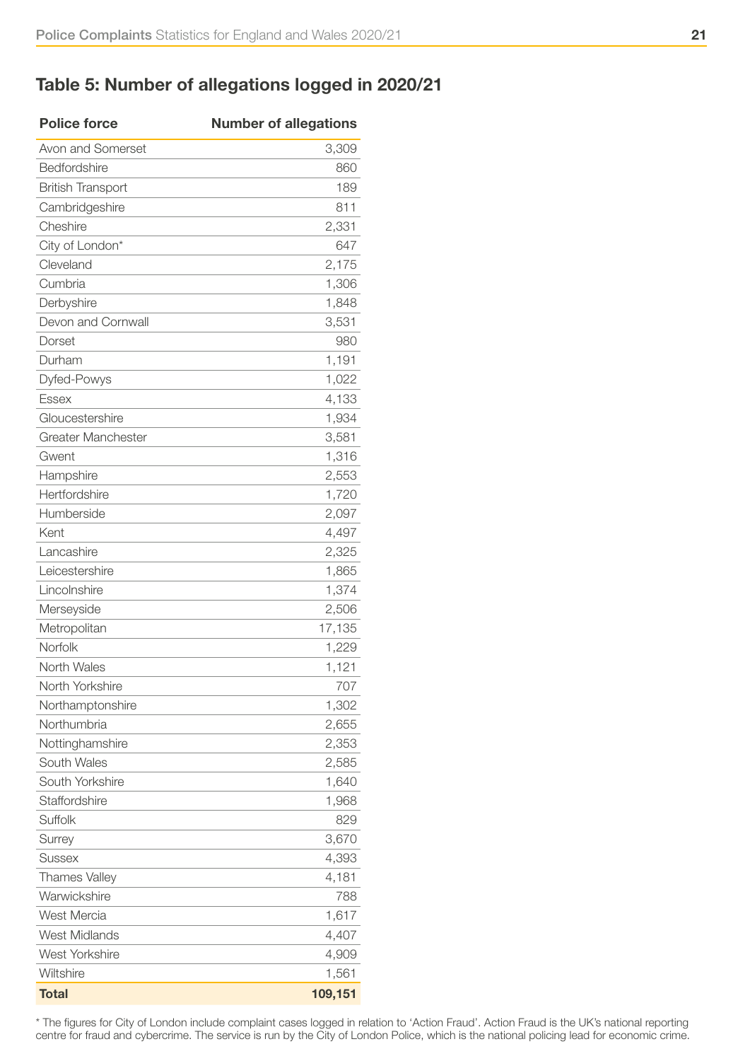## Table 5: Number of allegations logged in 2020/21

| Police force | Number of allegations |
|---|---|
| Avon and Somerset | 3,309 |
| Bedfordshire | 860 |
| British Transport | 189 |
| Cambridgeshire | 811 |
| Cheshire | 2,331 |
| City of London* | 647 |
| Cleveland | 2,175 |
| Cumbria | 1,306 |
| Derbyshire | 1,848 |
| Devon and Cornwall | 3,531 |
| Dorset | 980 |
| Durham | 1,191 |
| Dyfed-Powys | 1,022 |
| Essex | 4,133 |
| Gloucestershire | 1,934 |
| Greater Manchester | 3,581 |
| Gwent | 1,316 |
| Hampshire | 2,553 |
| Hertfordshire | 1,720 |
| Humberside | 2,097 |
| Kent | 4,497 |
| Lancashire | 2,325 |
| Leicestershire | 1,865 |
| Lincolnshire | 1,374 |
| Merseyside | 2,506 |
| Metropolitan | 17,135 |
| Norfolk | 1,229 |
| North Wales | 1,121 |
| North Yorkshire | 707 |
| Northamptonshire | 1,302 |
| Northumbria | 2,655 |
| Nottinghamshire | 2,353 |
| South Wales | 2,585 |
| South Yorkshire | 1,640 |
| Staffordshire | 1,968 |
| Suffolk | 829 |
| Surrey | 3,670 |
| Sussex | 4,393 |
| Thames Valley | 4,181 |
| Warwickshire | 788 |
| West Mercia | 1,617 |
| West Midlands | 4,407 |
| West Yorkshire | 4,909 |
| Wiltshire | 1,561 |
| **Total** | **109,151** |

* The figures for City of London include complaint cases logged in relation to 'Action Fraud'. Action Fraud is the UK's national reporting centre for fraud and cybercrime. The service is run by the City of London Police, which is the national policing lead for economic crime.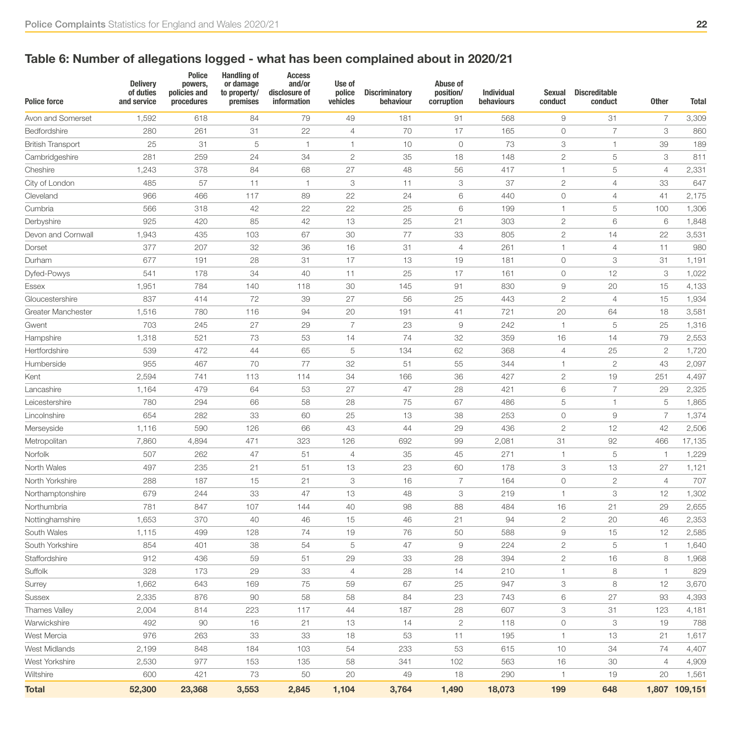## Table 6: Number of allegations logged - what has been complained about in 2020/21

| Police force | Delivery of duties and service | Police powers, policies and procedures | Handling of or damage to property/ premises | Access and/or disclosure of information | Use of police vehicles | Discriminatory behaviour | Abuse of position/ corruption | Individual behaviours | Sexual conduct | Discreditable conduct | Other | Total |
|---|---|---|---|---|---|---|---|---|---|---|---|---|
| Avon and Somerset | 1,592 | 618 | 84 | 79 | 49 | 181 | 91 | 568 | 9 | 31 | 7 | 3,309 |
| Bedfordshire | 280 | 261 | 31 | 22 | 4 | 70 | 17 | 165 | 0 | 7 | 3 | 860 |
| British Transport | 25 | 31 | 5 | 1 | 1 | 10 | 0 | 73 | 3 | 1 | 39 | 189 |
| Cambridgeshire | 281 | 259 | 24 | 34 | 2 | 35 | 18 | 148 | 2 | 5 | 3 | 811 |
| Cheshire | 1,243 | 378 | 84 | 68 | 27 | 48 | 56 | 417 | 1 | 5 | 4 | 2,331 |
| City of London | 485 | 57 | 11 | 1 | 3 | 11 | 3 | 37 | 2 | 4 | 33 | 647 |
| Cleveland | 966 | 466 | 117 | 89 | 22 | 24 | 6 | 440 | 0 | 4 | 41 | 2,175 |
| Cumbria | 566 | 318 | 42 | 22 | 22 | 25 | 6 | 199 | 1 | 5 | 100 | 1,306 |
| Derbyshire | 925 | 420 | 85 | 42 | 13 | 25 | 21 | 303 | 2 | 6 | 6 | 1,848 |
| Devon and Cornwall | 1,943 | 435 | 103 | 67 | 30 | 77 | 33 | 805 | 2 | 14 | 22 | 3,531 |
| Dorset | 377 | 207 | 32 | 36 | 16 | 31 | 4 | 261 | 1 | 4 | 11 | 980 |
| Durham | 677 | 191 | 28 | 31 | 17 | 13 | 19 | 181 | 0 | 3 | 31 | 1,191 |
| Dyfed-Powys | 541 | 178 | 34 | 40 | 11 | 25 | 17 | 161 | 0 | 12 | 3 | 1,022 |
| Essex | 1,951 | 784 | 140 | 118 | 30 | 145 | 91 | 830 | 9 | 20 | 15 | 4,133 |
| Gloucestershire | 837 | 414 | 72 | 39 | 27 | 56 | 25 | 443 | 2 | 4 | 15 | 1,934 |
| Greater Manchester | 1,516 | 780 | 116 | 94 | 20 | 191 | 41 | 721 | 20 | 64 | 18 | 3,581 |
| Gwent | 703 | 245 | 27 | 29 | 7 | 23 | 9 | 242 | 1 | 5 | 25 | 1,316 |
| Hampshire | 1,318 | 521 | 73 | 53 | 14 | 74 | 32 | 359 | 16 | 14 | 79 | 2,553 |
| Hertfordshire | 539 | 472 | 44 | 65 | 5 | 134 | 62 | 368 | 4 | 25 | 2 | 1,720 |
| Humberside | 955 | 467 | 70 | 77 | 32 | 51 | 55 | 344 | 1 | 2 | 43 | 2,097 |
| Kent | 2,594 | 741 | 113 | 114 | 34 | 166 | 36 | 427 | 2 | 19 | 251 | 4,497 |
| Lancashire | 1,164 | 479 | 64 | 53 | 27 | 47 | 28 | 421 | 6 | 7 | 29 | 2,325 |
| Leicestershire | 780 | 294 | 66 | 58 | 28 | 75 | 67 | 486 | 5 | 1 | 5 | 1,865 |
| Lincolnshire | 654 | 282 | 33 | 60 | 25 | 13 | 38 | 253 | 0 | 9 | 7 | 1,374 |
| Merseyside | 1,116 | 590 | 126 | 66 | 43 | 44 | 29 | 436 | 2 | 12 | 42 | 2,506 |
| Metropolitan | 7,860 | 4,894 | 471 | 323 | 126 | 692 | 99 | 2,081 | 31 | 92 | 466 | 17,135 |
| Norfolk | 507 | 262 | 47 | 51 | 4 | 35 | 45 | 271 | 1 | 5 | 1 | 1,229 |
| North Wales | 497 | 235 | 21 | 51 | 13 | 23 | 60 | 178 | 3 | 13 | 27 | 1,121 |
| North Yorkshire | 288 | 187 | 15 | 21 | 3 | 16 | 7 | 164 | 0 | 2 | 4 | 707 |
| Northamptonshire | 679 | 244 | 33 | 47 | 13 | 48 | 3 | 219 | 1 | 3 | 12 | 1,302 |
| Northumbria | 781 | 847 | 107 | 144 | 40 | 98 | 88 | 484 | 16 | 21 | 29 | 2,655 |
| Nottinghamshire | 1,653 | 370 | 40 | 46 | 15 | 46 | 21 | 94 | 2 | 20 | 46 | 2,353 |
| South Wales | 1,115 | 499 | 128 | 74 | 19 | 76 | 50 | 588 | 9 | 15 | 12 | 2,585 |
| South Yorkshire | 854 | 401 | 38 | 54 | 5 | 47 | 9 | 224 | 2 | 5 | 1 | 1,640 |
| Staffordshire | 912 | 436 | 59 | 51 | 29 | 33 | 28 | 394 | 2 | 16 | 8 | 1,968 |
| Suffolk | 328 | 173 | 29 | 33 | 4 | 28 | 14 | 210 | 1 | 8 | 1 | 829 |
| Surrey | 1,662 | 643 | 169 | 75 | 59 | 67 | 25 | 947 | 3 | 8 | 12 | 3,670 |
| Sussex | 2,335 | 876 | 90 | 58 | 58 | 84 | 23 | 743 | 6 | 27 | 93 | 4,393 |
| Thames Valley | 2,004 | 814 | 223 | 117 | 44 | 187 | 28 | 607 | 3 | 31 | 123 | 4,181 |
| Warwickshire | 492 | 90 | 16 | 21 | 13 | 14 | 2 | 118 | 0 | 3 | 19 | 788 |
| West Mercia | 976 | 263 | 33 | 33 | 18 | 53 | 11 | 195 | 1 | 13 | 21 | 1,617 |
| West Midlands | 2,199 | 848 | 184 | 103 | 54 | 233 | 53 | 615 | 10 | 34 | 74 | 4,407 |
| West Yorkshire | 2,530 | 977 | 153 | 135 | 58 | 341 | 102 | 563 | 16 | 30 | 4 | 4,909 |
| Wiltshire | 600 | 421 | 73 | 50 | 20 | 49 | 18 | 290 | 1 | 19 | 20 | 1,561 |
| **Total** | **52,300** | **23,368** | **3,553** | **2,845** | **1,104** | **3,764** | **1,490** | **18,073** | **199** | **648** | **1,807** | **109,151** |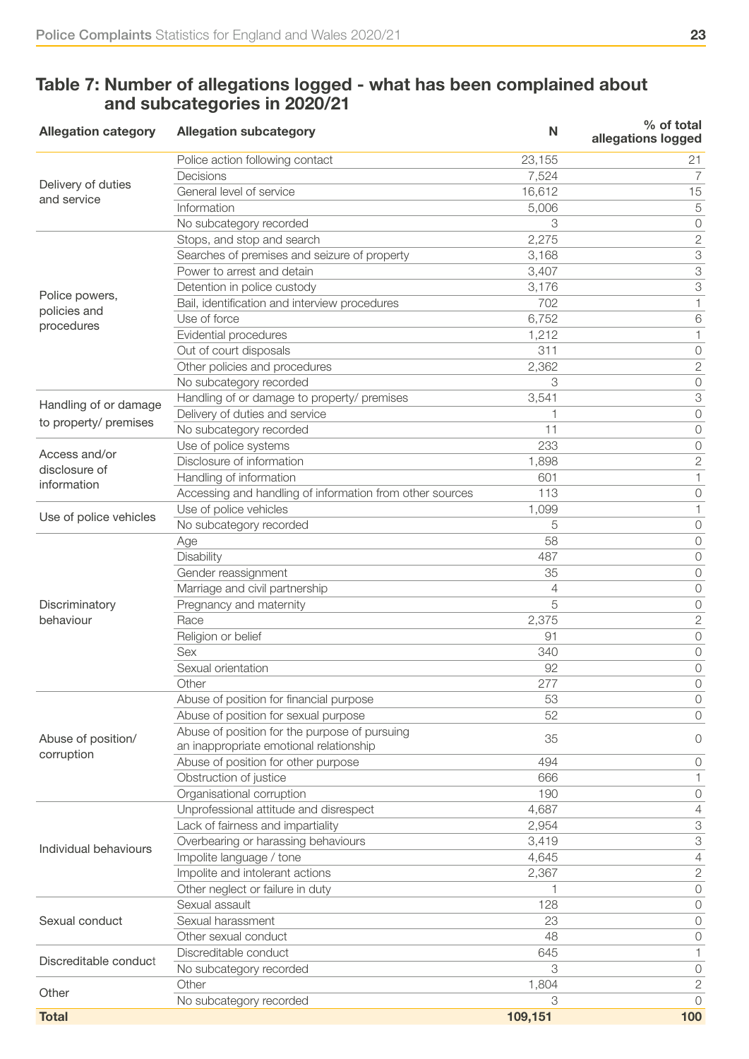## Table 7: Number of allegations logged - what has been complained about and subcategories in 2020/21

| Allegation category | Allegation subcategory | N | % of total allegations logged |
|---|---|---|---|
| Delivery of duties and service | Police action following contact | 23,155 | 21 |
| | Decisions | 7,524 | 7 |
| | General level of service | 16,612 | 15 |
| | Information | 5,006 | 5 |
| | No subcategory recorded | 3 | 0 |
| Police powers, policies and procedures | Stops, and stop and search | 2,275 | 2 |
| | Searches of premises and seizure of property | 3,168 | 3 |
| | Power to arrest and detain | 3,407 | 3 |
| | Detention in police custody | 3,176 | 3 |
| | Bail, identification and interview procedures | 702 | 1 |
| | Use of force | 6,752 | 6 |
| | Evidential procedures | 1,212 | 1 |
| | Out of court disposals | 311 | 0 |
| | Other policies and procedures | 2,362 | 2 |
| | No subcategory recorded | 3 | 0 |
| Handling of or damage to property/ premises | Handling of or damage to property/ premises | 3,541 | 3 |
| | Delivery of duties and service | 1 | 0 |
| | No subcategory recorded | 11 | 0 |
| Access and/or disclosure of information | Use of police systems | 233 | 0 |
| | Disclosure of information | 1,898 | 2 |
| | Handling of information | 601 | 1 |
| | Accessing and handling of information from other sources | 113 | 0 |
| Use of police vehicles | Use of police vehicles | 1,099 | 1 |
| | No subcategory recorded | 5 | 0 |
| Discriminatory behaviour | Age | 58 | 0 |
| | Disability | 487 | 0 |
| | Gender reassignment | 35 | 0 |
| | Marriage and civil partnership | 4 | 0 |
| | Pregnancy and maternity | 5 | 0 |
| | Race | 2,375 | 2 |
| | Religion or belief | 91 | 0 |
| | Sex | 340 | 0 |
| | Sexual orientation | 92 | 0 |
| | Other | 277 | 0 |
| Abuse of position/ corruption | Abuse of position for financial purpose | 53 | 0 |
| | Abuse of position for sexual purpose | 52 | 0 |
| | Abuse of position for the purpose of pursuing an inappropriate emotional relationship | 35 | 0 |
| | Abuse of position for other purpose | 494 | 0 |
| | Obstruction of justice | 666 | 1 |
| | Organisational corruption | 190 | 0 |
| Individual behaviours | Unprofessional attitude and disrespect | 4,687 | 4 |
| | Lack of fairness and impartiality | 2,954 | 3 |
| | Overbearing or harassing behaviours | 3,419 | 3 |
| | Impolite language / tone | 4,645 | 4 |
| | Impolite and intolerant actions | 2,367 | 2 |
| | Other neglect or failure in duty | 1 | 0 |
| Sexual conduct | Sexual assault | 128 | 0 |
| | Sexual harassment | 23 | 0 |
| | Other sexual conduct | 48 | 0 |
| Discreditable conduct | Discreditable conduct | 645 | 1 |
| | No subcategory recorded | 3 | 0 |
| Other | Other | 1,804 | 2 |
| | No subcategory recorded | 3 | 0 |
| **Total** | | **109,151** | **100** |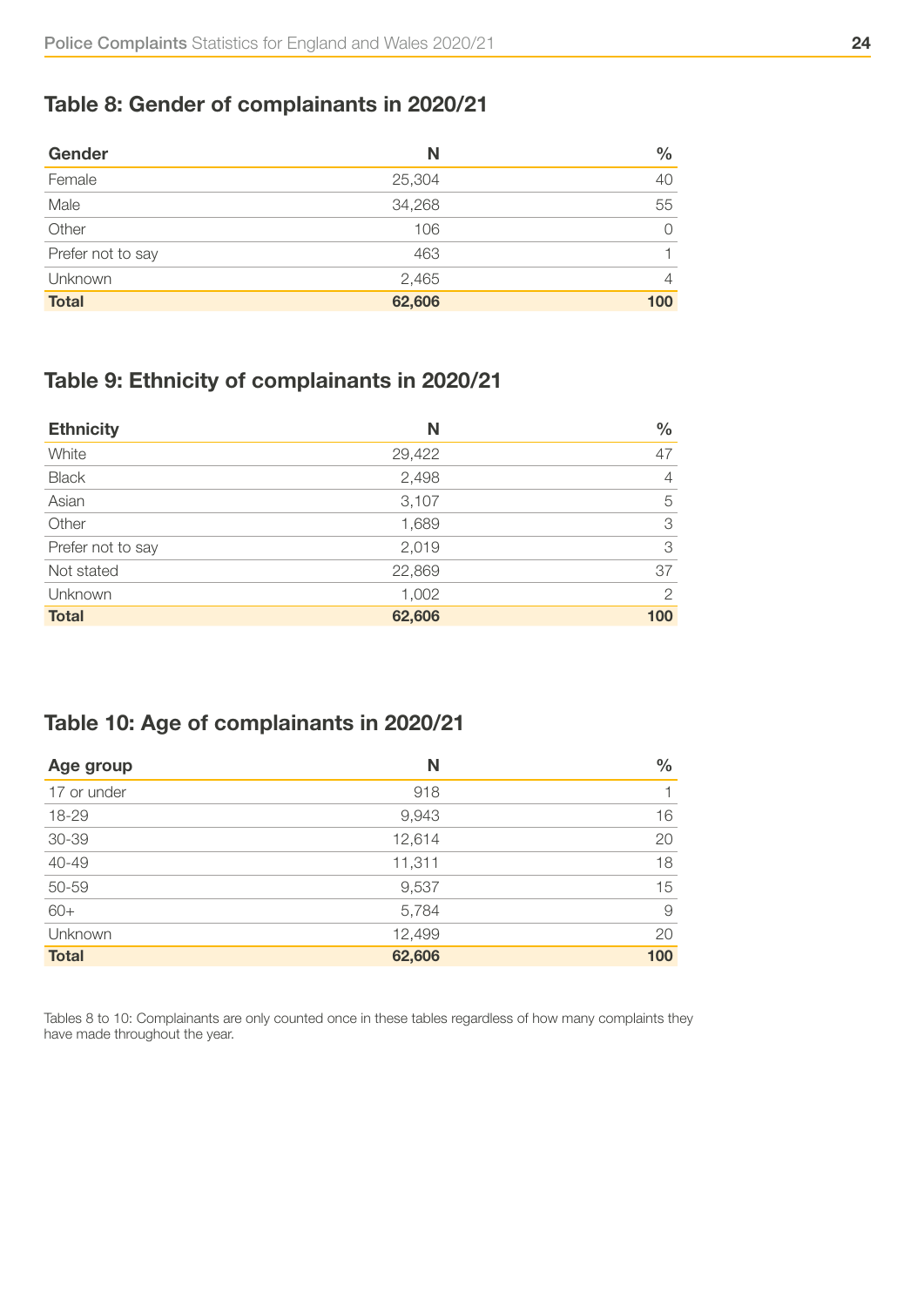## Table 8: Gender of complainants in 2020/21

| Gender | N | % |
|---|---|---|
| Female | 25,304 | 40 |
| Male | 34,268 | 55 |
| Other | 106 | 0 |
| Prefer not to say | 463 | 1 |
| Unknown | 2,465 | 4 |
| **Total** | **62,606** | **100** |

## Table 9: Ethnicity of complainants in 2020/21

| Ethnicity | N | % |
|---|---|---|
| White | 29,422 | 47 |
| Black | 2,498 | 4 |
| Asian | 3,107 | 5 |
| Other | 1,689 | 3 |
| Prefer not to say | 2,019 | 3 |
| Not stated | 22,869 | 37 |
| Unknown | 1,002 | 2 |
| **Total** | **62,606** | **100** |

## Table 10: Age of complainants in 2020/21

| Age group | N | % |
|---|---|---|
| 17 or under | 918 | 1 |
| 18-29 | 9,943 | 16 |
| 30-39 | 12,614 | 20 |
| 40-49 | 11,311 | 18 |
| 50-59 | 9,537 | 15 |
| 60+ | 5,784 | 9 |
| Unknown | 12,499 | 20 |
| **Total** | **62,606** | **100** |

Tables 8 to 10: Complainants are only counted once in these tables regardless of how many complaints they have made throughout the year.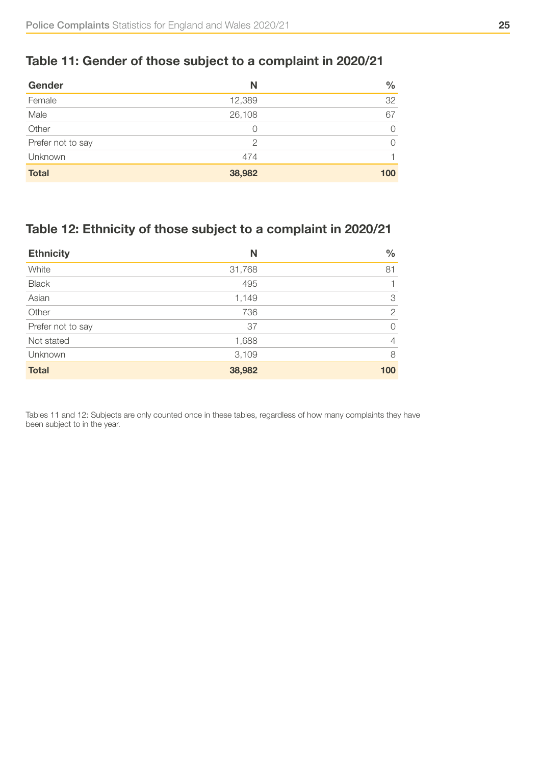## Table 11: Gender of those subject to a complaint in 2020/21

| Gender | N | % |
|---|---|---|
| Female | 12,389 | 32 |
| Male | 26,108 | 67 |
| Other | 0 | 0 |
| Prefer not to say | 2 | 0 |
| Unknown | 474 | 1 |
| **Total** | **38,982** | **100** |

## Table 12: Ethnicity of those subject to a complaint in 2020/21

| Ethnicity | N | % |
|---|---|---|
| White | 31,768 | 81 |
| Black | 495 | 1 |
| Asian | 1,149 | 3 |
| Other | 736 | 2 |
| Prefer not to say | 37 | 0 |
| Not stated | 1,688 | 4 |
| Unknown | 3,109 | 8 |
| **Total** | **38,982** | **100** |

Tables 11 and 12: Subjects are only counted once in these tables, regardless of how many complaints they have been subject to in the year.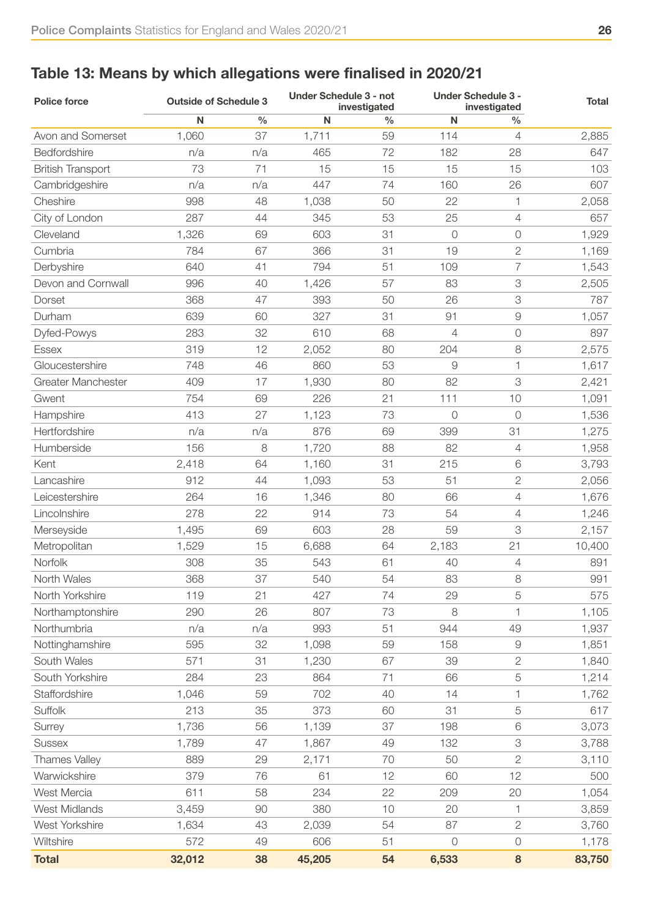## Table 13: Means by which allegations were finalised in 2020/21

| Police force | Outside of Schedule 3 | | Under Schedule 3 - not investigated | | Under Schedule 3 - investigated | | Total |
|---|---|---|---|---|---|---|---|
| | N | % | N | % | N | % | |
| Avon and Somerset | 1,060 | 37 | 1,711 | 59 | 114 | 4 | 2,885 |
| Bedfordshire | n/a | n/a | 465 | 72 | 182 | 28 | 647 |
| British Transport | 73 | 71 | 15 | 15 | 15 | 15 | 103 |
| Cambridgeshire | n/a | n/a | 447 | 74 | 160 | 26 | 607 |
| Cheshire | 998 | 48 | 1,038 | 50 | 22 | 1 | 2,058 |
| City of London | 287 | 44 | 345 | 53 | 25 | 4 | 657 |
| Cleveland | 1,326 | 69 | 603 | 31 | 0 | 0 | 1,929 |
| Cumbria | 784 | 67 | 366 | 31 | 19 | 2 | 1,169 |
| Derbyshire | 640 | 41 | 794 | 51 | 109 | 7 | 1,543 |
| Devon and Cornwall | 996 | 40 | 1,426 | 57 | 83 | 3 | 2,505 |
| Dorset | 368 | 47 | 393 | 50 | 26 | 3 | 787 |
| Durham | 639 | 60 | 327 | 31 | 91 | 9 | 1,057 |
| Dyfed-Powys | 283 | 32 | 610 | 68 | 4 | 0 | 897 |
| Essex | 319 | 12 | 2,052 | 80 | 204 | 8 | 2,575 |
| Gloucestershire | 748 | 46 | 860 | 53 | 9 | 1 | 1,617 |
| Greater Manchester | 409 | 17 | 1,930 | 80 | 82 | 3 | 2,421 |
| Gwent | 754 | 69 | 226 | 21 | 111 | 10 | 1,091 |
| Hampshire | 413 | 27 | 1,123 | 73 | 0 | 0 | 1,536 |
| Hertfordshire | n/a | n/a | 876 | 69 | 399 | 31 | 1,275 |
| Humberside | 156 | 8 | 1,720 | 88 | 82 | 4 | 1,958 |
| Kent | 2,418 | 64 | 1,160 | 31 | 215 | 6 | 3,793 |
| Lancashire | 912 | 44 | 1,093 | 53 | 51 | 2 | 2,056 |
| Leicestershire | 264 | 16 | 1,346 | 80 | 66 | 4 | 1,676 |
| Lincolnshire | 278 | 22 | 914 | 73 | 54 | 4 | 1,246 |
| Merseyside | 1,495 | 69 | 603 | 28 | 59 | 3 | 2,157 |
| Metropolitan | 1,529 | 15 | 6,688 | 64 | 2,183 | 21 | 10,400 |
| Norfolk | 308 | 35 | 543 | 61 | 40 | 4 | 891 |
| North Wales | 368 | 37 | 540 | 54 | 83 | 8 | 991 |
| North Yorkshire | 119 | 21 | 427 | 74 | 29 | 5 | 575 |
| Northamptonshire | 290 | 26 | 807 | 73 | 8 | 1 | 1,105 |
| Northumbria | n/a | n/a | 993 | 51 | 944 | 49 | 1,937 |
| Nottinghamshire | 595 | 32 | 1,098 | 59 | 158 | 9 | 1,851 |
| South Wales | 571 | 31 | 1,230 | 67 | 39 | 2 | 1,840 |
| South Yorkshire | 284 | 23 | 864 | 71 | 66 | 5 | 1,214 |
| Staffordshire | 1,046 | 59 | 702 | 40 | 14 | 1 | 1,762 |
| Suffolk | 213 | 35 | 373 | 60 | 31 | 5 | 617 |
| Surrey | 1,736 | 56 | 1,139 | 37 | 198 | 6 | 3,073 |
| Sussex | 1,789 | 47 | 1,867 | 49 | 132 | 3 | 3,788 |
| Thames Valley | 889 | 29 | 2,171 | 70 | 50 | 2 | 3,110 |
| Warwickshire | 379 | 76 | 61 | 12 | 60 | 12 | 500 |
| West Mercia | 611 | 58 | 234 | 22 | 209 | 20 | 1,054 |
| West Midlands | 3,459 | 90 | 380 | 10 | 20 | 1 | 3,859 |
| West Yorkshire | 1,634 | 43 | 2,039 | 54 | 87 | 2 | 3,760 |
| Wiltshire | 572 | 49 | 606 | 51 | 0 | 0 | 1,178 |
| **Total** | **32,012** | **38** | **45,205** | **54** | **6,533** | **8** | **83,750** |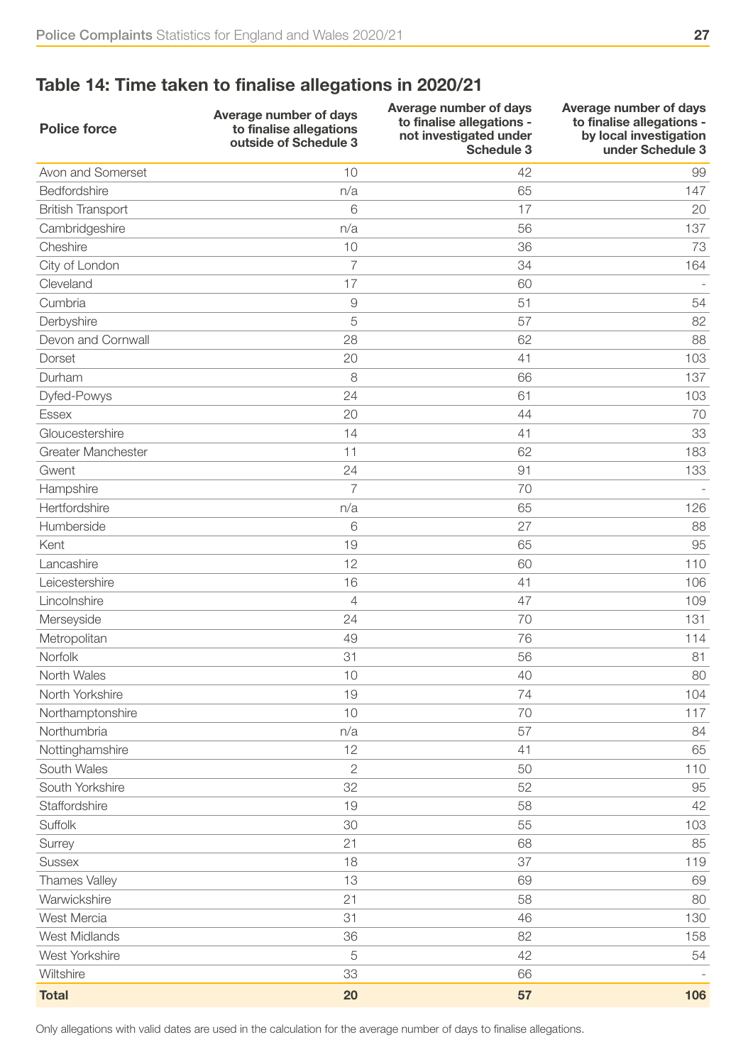## Table 14: Time taken to finalise allegations in 2020/21

| Police force | Average number of days to finalise allegations outside of Schedule 3 | Average number of days to finalise allegations - not investigated under Schedule 3 | Average number of days to finalise allegations - by local investigation under Schedule 3 |
|---|---|---|---|
| Avon and Somerset | 10 | 42 | 99 |
| Bedfordshire | n/a | 65 | 147 |
| British Transport | 6 | 17 | 20 |
| Cambridgeshire | n/a | 56 | 137 |
| Cheshire | 10 | 36 | 73 |
| City of London | 7 | 34 | 164 |
| Cleveland | 17 | 60 | - |
| Cumbria | 9 | 51 | 54 |
| Derbyshire | 5 | 57 | 82 |
| Devon and Cornwall | 28 | 62 | 88 |
| Dorset | 20 | 41 | 103 |
| Durham | 8 | 66 | 137 |
| Dyfed-Powys | 24 | 61 | 103 |
| Essex | 20 | 44 | 70 |
| Gloucestershire | 14 | 41 | 33 |
| Greater Manchester | 11 | 62 | 183 |
| Gwent | 24 | 91 | 133 |
| Hampshire | 7 | 70 | - |
| Hertfordshire | n/a | 65 | 126 |
| Humberside | 6 | 27 | 88 |
| Kent | 19 | 65 | 95 |
| Lancashire | 12 | 60 | 110 |
| Leicestershire | 16 | 41 | 106 |
| Lincolnshire | 4 | 47 | 109 |
| Merseyside | 24 | 70 | 131 |
| Metropolitan | 49 | 76 | 114 |
| Norfolk | 31 | 56 | 81 |
| North Wales | 10 | 40 | 80 |
| North Yorkshire | 19 | 74 | 104 |
| Northamptonshire | 10 | 70 | 117 |
| Northumbria | n/a | 57 | 84 |
| Nottinghamshire | 12 | 41 | 65 |
| South Wales | 2 | 50 | 110 |
| South Yorkshire | 32 | 52 | 95 |
| Staffordshire | 19 | 58 | 42 |
| Suffolk | 30 | 55 | 103 |
| Surrey | 21 | 68 | 85 |
| Sussex | 18 | 37 | 119 |
| Thames Valley | 13 | 69 | 69 |
| Warwickshire | 21 | 58 | 80 |
| West Mercia | 31 | 46 | 130 |
| West Midlands | 36 | 82 | 158 |
| West Yorkshire | 5 | 42 | 54 |
| Wiltshire | 33 | 66 | - |
| **Total** | **20** | **57** | **106** |

Only allegations with valid dates are used in the calculation for the average number of days to finalise allegations.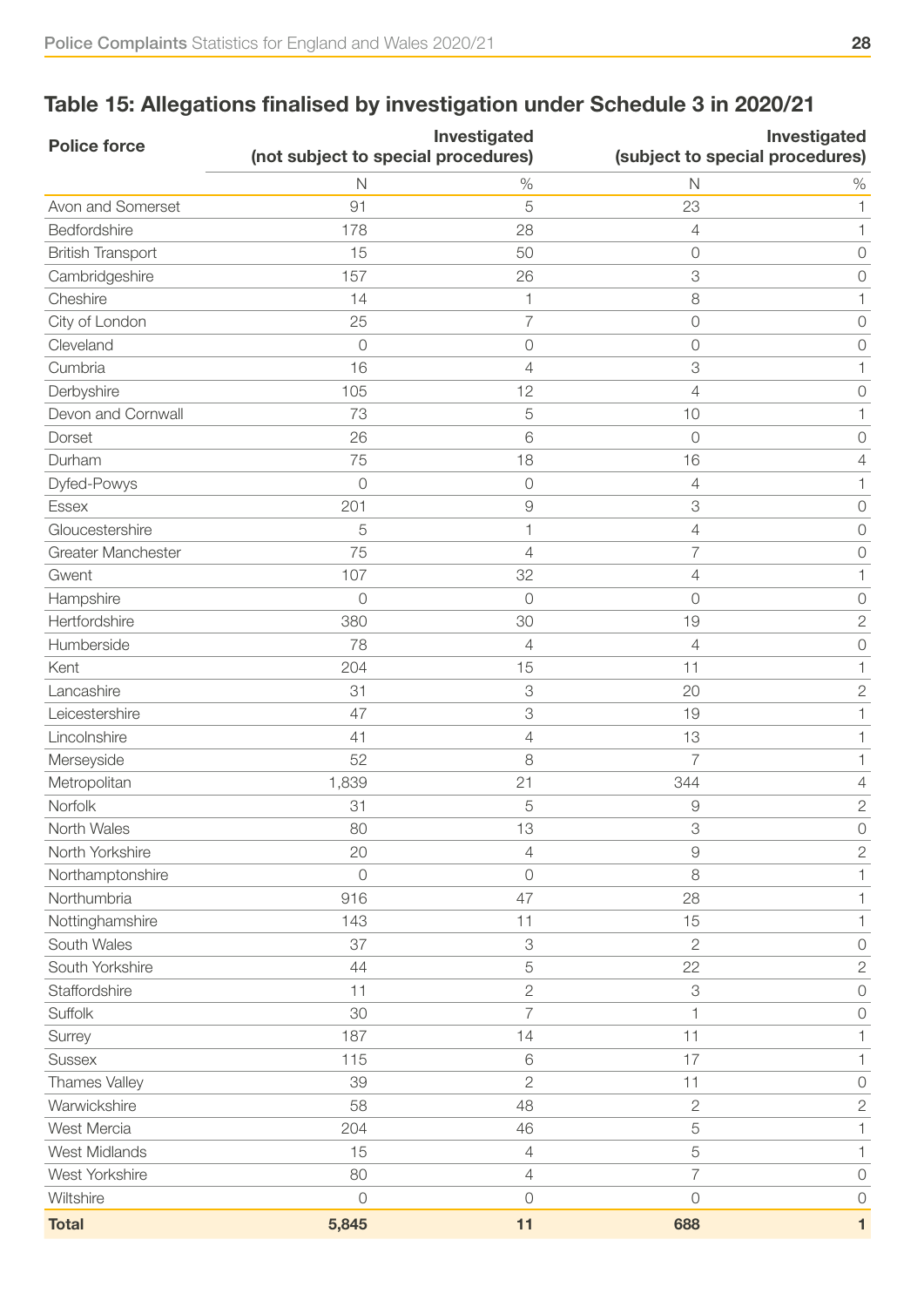## Table 15: Allegations finalised by investigation under Schedule 3 in 2020/21

| Police force | Investigated (not subject to special procedures) | | Investigated (subject to special procedures) | |
|---|---|---|---|---|
| | N | % | N | % |
| Avon and Somerset | 91 | 5 | 23 | 1 |
| Bedfordshire | 178 | 28 | 4 | 1 |
| British Transport | 15 | 50 | 0 | 0 |
| Cambridgeshire | 157 | 26 | 3 | 0 |
| Cheshire | 14 | 1 | 8 | 1 |
| City of London | 25 | 7 | 0 | 0 |
| Cleveland | 0 | 0 | 0 | 0 |
| Cumbria | 16 | 4 | 3 | 1 |
| Derbyshire | 105 | 12 | 4 | 0 |
| Devon and Cornwall | 73 | 5 | 10 | 1 |
| Dorset | 26 | 6 | 0 | 0 |
| Durham | 75 | 18 | 16 | 4 |
| Dyfed-Powys | 0 | 0 | 4 | 1 |
| Essex | 201 | 9 | 3 | 0 |
| Gloucestershire | 5 | 1 | 4 | 0 |
| Greater Manchester | 75 | 4 | 7 | 0 |
| Gwent | 107 | 32 | 4 | 1 |
| Hampshire | 0 | 0 | 0 | 0 |
| Hertfordshire | 380 | 30 | 19 | 2 |
| Humberside | 78 | 4 | 4 | 0 |
| Kent | 204 | 15 | 11 | 1 |
| Lancashire | 31 | 3 | 20 | 2 |
| Leicestershire | 47 | 3 | 19 | 1 |
| Lincolnshire | 41 | 4 | 13 | 1 |
| Merseyside | 52 | 8 | 7 | 1 |
| Metropolitan | 1,839 | 21 | 344 | 4 |
| Norfolk | 31 | 5 | 9 | 2 |
| North Wales | 80 | 13 | 3 | 0 |
| North Yorkshire | 20 | 4 | 9 | 2 |
| Northamptonshire | 0 | 0 | 8 | 1 |
| Northumbria | 916 | 47 | 28 | 1 |
| Nottinghamshire | 143 | 11 | 15 | 1 |
| South Wales | 37 | 3 | 2 | 0 |
| South Yorkshire | 44 | 5 | 22 | 2 |
| Staffordshire | 11 | 2 | 3 | 0 |
| Suffolk | 30 | 7 | 1 | 0 |
| Surrey | 187 | 14 | 11 | 1 |
| Sussex | 115 | 6 | 17 | 1 |
| Thames Valley | 39 | 2 | 11 | 0 |
| Warwickshire | 58 | 48 | 2 | 2 |
| West Mercia | 204 | 46 | 5 | 1 |
| West Midlands | 15 | 4 | 5 | 1 |
| West Yorkshire | 80 | 4 | 7 | 0 |
| Wiltshire | 0 | 0 | 0 | 0 |
| **Total** | **5,845** | **11** | **688** | **1** |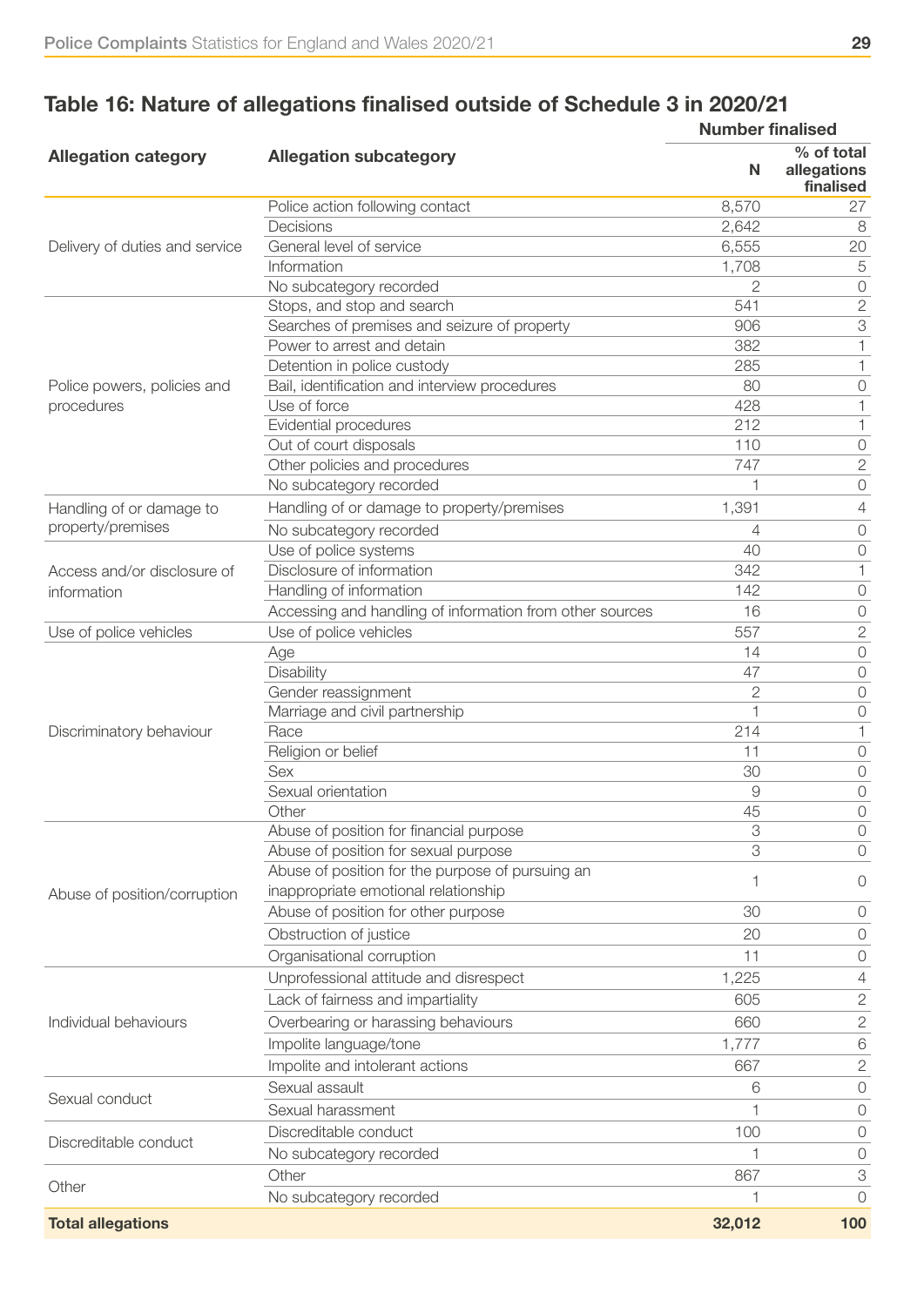## Table 16: Nature of allegations finalised outside of Schedule 3 in 2020/21

| Allegation category | Allegation subcategory | Number finalised | |
|---|---|---|---|
| | | N | % of total allegations finalised |
| Delivery of duties and service | Police action following contact | 8,570 | 27 |
| | Decisions | 2,642 | 8 |
| | General level of service | 6,555 | 20 |
| | Information | 1,708 | 5 |
| | No subcategory recorded | 2 | 0 |
| Police powers, policies and procedures | Stops, and stop and search | 541 | 2 |
| | Searches of premises and seizure of property | 906 | 3 |
| | Power to arrest and detain | 382 | 1 |
| | Detention in police custody | 285 | 1 |
| | Bail, identification and interview procedures | 80 | 0 |
| | Use of force | 428 | 1 |
| | Evidential procedures | 212 | 1 |
| | Out of court disposals | 110 | 0 |
| | Other policies and procedures | 747 | 2 |
| | No subcategory recorded | 1 | 0 |
| Handling of or damage to property/premises | Handling of or damage to property/premises | 1,391 | 4 |
| | No subcategory recorded | 4 | 0 |
| Access and/or disclosure of information | Use of police systems | 40 | 0 |
| | Disclosure of information | 342 | 1 |
| | Handling of information | 142 | 0 |
| | Accessing and handling of information from other sources | 16 | 0 |
| Use of police vehicles | Use of police vehicles | 557 | 2 |
| Discriminatory behaviour | Age | 14 | 0 |
| | Disability | 47 | 0 |
| | Gender reassignment | 2 | 0 |
| | Marriage and civil partnership | 1 | 0 |
| | Race | 214 | 1 |
| | Religion or belief | 11 | 0 |
| | Sex | 30 | 0 |
| | Sexual orientation | 9 | 0 |
| | Other | 45 | 0 |
| Abuse of position/corruption | Abuse of position for financial purpose | 3 | 0 |
| | Abuse of position for sexual purpose | 3 | 0 |
| | Abuse of position for the purpose of pursuing an inappropriate emotional relationship | 1 | 0 |
| | Abuse of position for other purpose | 30 | 0 |
| | Obstruction of justice | 20 | 0 |
| | Organisational corruption | 11 | 0 |
| Individual behaviours | Unprofessional attitude and disrespect | 1,225 | 4 |
| | Lack of fairness and impartiality | 605 | 2 |
| | Overbearing or harassing behaviours | 660 | 2 |
| | Impolite language/tone | 1,777 | 6 |
| | Impolite and intolerant actions | 667 | 2 |
| Sexual conduct | Sexual assault | 6 | 0 |
| | Sexual harassment | 1 | 0 |
| Discreditable conduct | Discreditable conduct | 100 | 0 |
| | No subcategory recorded | 1 | 0 |
| Other | Other | 867 | 3 |
| | No subcategory recorded | 1 | 0 |
| **Total allegations** | | **32,012** | **100** |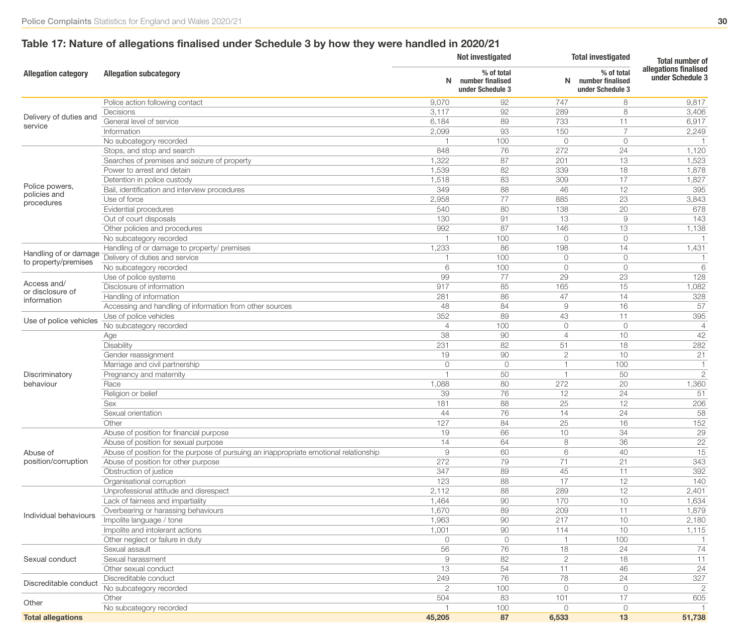## Table 17: Nature of allegations finalised under Schedule 3 by how they were handled in 2020/21

| Allegation category | Allegation subcategory | Not investigated | | Total investigated | | Total number of allegations finalised under Schedule 3 |
|---|---|---|---|---|---|---|
| | | N | % of total number finalised under Schedule 3 | N | % of total number finalised under Schedule 3 | |
| Delivery of duties and service | Police action following contact | 9,070 | 92 | 747 | 8 | 9,817 |
| | Decisions | 3,117 | 92 | 289 | 8 | 3,406 |
| | General level of service | 6,184 | 89 | 733 | 11 | 6,917 |
| | Information | 2,099 | 93 | 150 | 7 | 2,249 |
| | No subcategory recorded | 1 | 100 | 0 | 0 | 1 |
| Police powers, policies and procedures | Stops, and stop and search | 848 | 76 | 272 | 24 | 1,120 |
| | Searches of premises and seizure of property | 1,322 | 87 | 201 | 13 | 1,523 |
| | Power to arrest and detain | 1,539 | 82 | 339 | 18 | 1,878 |
| | Detention in police custody | 1,518 | 83 | 309 | 17 | 1,827 |
| | Bail, identification and interview procedures | 349 | 88 | 46 | 12 | 395 |
| | Use of force | 2,958 | 77 | 885 | 23 | 3,843 |
| | Evidential procedures | 540 | 80 | 138 | 20 | 678 |
| | Out of court disposals | 130 | 91 | 13 | 9 | 143 |
| | Other policies and procedures | 992 | 87 | 146 | 13 | 1,138 |
| | No subcategory recorded | 1 | 100 | 0 | 0 | 1 |
| Handling of or damage to property/premises | Handling of or damage to property/ premises | 1,233 | 86 | 198 | 14 | 1,431 |
| | Delivery of duties and service | 1 | 100 | 0 | 0 | 1 |
| | No subcategory recorded | 6 | 100 | 0 | 0 | 6 |
| Access and/ or disclosure of information | Use of police systems | 99 | 77 | 29 | 23 | 128 |
| | Disclosure of information | 917 | 85 | 165 | 15 | 1,082 |
| | Handling of information | 281 | 86 | 47 | 14 | 328 |
| | Accessing and handling of information from other sources | 48 | 84 | 9 | 16 | 57 |
| Use of police vehicles | Use of police vehicles | 352 | 89 | 43 | 11 | 395 |
| | No subcategory recorded | 4 | 100 | 0 | 0 | 4 |
| Discriminatory behaviour | Age | 38 | 90 | 4 | 10 | 42 |
| | Disability | 231 | 82 | 51 | 18 | 282 |
| | Gender reassignment | 19 | 90 | 2 | 10 | 21 |
| | Marriage and civil partnership | 0 | 0 | 1 | 100 | 1 |
| | Pregnancy and maternity | 1 | 50 | 1 | 50 | 2 |
| | Race | 1,088 | 80 | 272 | 20 | 1,360 |
| | Religion or belief | 39 | 76 | 12 | 24 | 51 |
| | Sex | 181 | 88 | 25 | 12 | 206 |
| | Sexual orientation | 44 | 76 | 14 | 24 | 58 |
| | Other | 127 | 84 | 25 | 16 | 152 |
| Abuse of position/corruption | Abuse of position for financial purpose | 19 | 66 | 10 | 34 | 29 |
| | Abuse of position for sexual purpose | 14 | 64 | 8 | 36 | 22 |
| | Abuse of position for the purpose of pursuing an inappropriate emotional relationship | 9 | 60 | 6 | 40 | 15 |
| | Abuse of position for other purpose | 272 | 79 | 71 | 21 | 343 |
| | Obstruction of justice | 347 | 89 | 45 | 11 | 392 |
| | Organisational corruption | 123 | 88 | 17 | 12 | 140 |
| Individual behaviours | Unprofessional attitude and disrespect | 2,112 | 88 | 289 | 12 | 2,401 |
| | Lack of fairness and impartiality | 1,464 | 90 | 170 | 10 | 1,634 |
| | Overbearing or harassing behaviours | 1,670 | 89 | 209 | 11 | 1,879 |
| | Impolite language / tone | 1,963 | 90 | 217 | 10 | 2,180 |
| | Impolite and intolerant actions | 1,001 | 90 | 114 | 10 | 1,115 |
| | Other neglect or failure in duty | 0 | 0 | 1 | 100 | 1 |
| Sexual conduct | Sexual assault | 56 | 76 | 18 | 24 | 74 |
| | Sexual harassment | 9 | 82 | 2 | 18 | 11 |
| | Other sexual conduct | 13 | 54 | 11 | 46 | 24 |
| Discreditable conduct | Discreditable conduct | 249 | 76 | 78 | 24 | 327 |
| | No subcategory recorded | 2 | 100 | 0 | 0 | 2 |
| Other | Other | 504 | 83 | 101 | 17 | 605 |
| | No subcategory recorded | 1 | 100 | 0 | 0 | 1 |
| **Total allegations** | | **45,205** | **87** | **6,533** | **13** | **51,738** |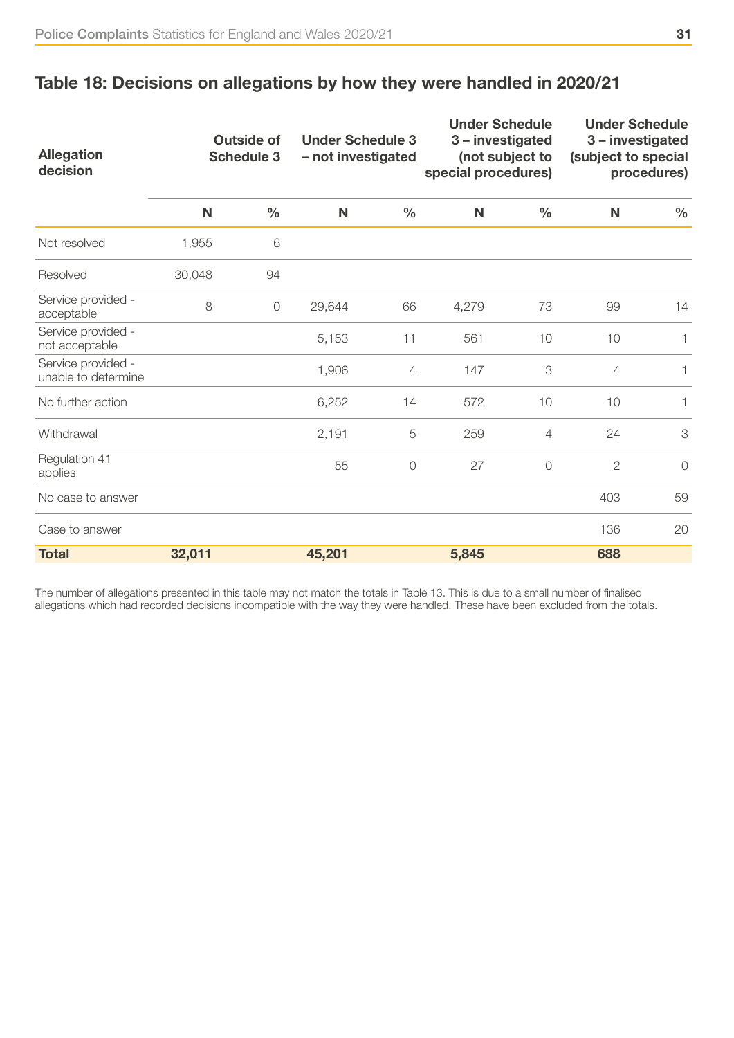## Table 18: Decisions on allegations by how they were handled in 2020/21

| Allegation decision | Outside of Schedule 3 | | Under Schedule 3 – not investigated | | Under Schedule 3 – investigated (not subject to special procedures) | | Under Schedule 3 – investigated (subject to special procedures) | |
|---|---|---|---|---|---|---|---|---|
| | N | % | N | % | N | % | N | % |
| Not resolved | 1,955 | 6 | | | | | | |
| Resolved | 30,048 | 94 | | | | | | |
| Service provided - acceptable | 8 | 0 | 29,644 | 66 | 4,279 | 73 | 99 | 14 |
| Service provided - not acceptable | | | 5,153 | 11 | 561 | 10 | 10 | 1 |
| Service provided - unable to determine | | | 1,906 | 4 | 147 | 3 | 4 | 1 |
| No further action | | | 6,252 | 14 | 572 | 10 | 10 | 1 |
| Withdrawal | | | 2,191 | 5 | 259 | 4 | 24 | 3 |
| Regulation 41 applies | | | 55 | 0 | 27 | 0 | 2 | 0 |
| No case to answer | | | | | | | 403 | 59 |
| Case to answer | | | | | | | 136 | 20 |
| **Total** | **32,011** | | **45,201** | | **5,845** | | **688** | |

The number of allegations presented in this table may not match the totals in Table 13. This is due to a small number of finalised allegations which had recorded decisions incompatible with the way they were handled. These have been excluded from the totals.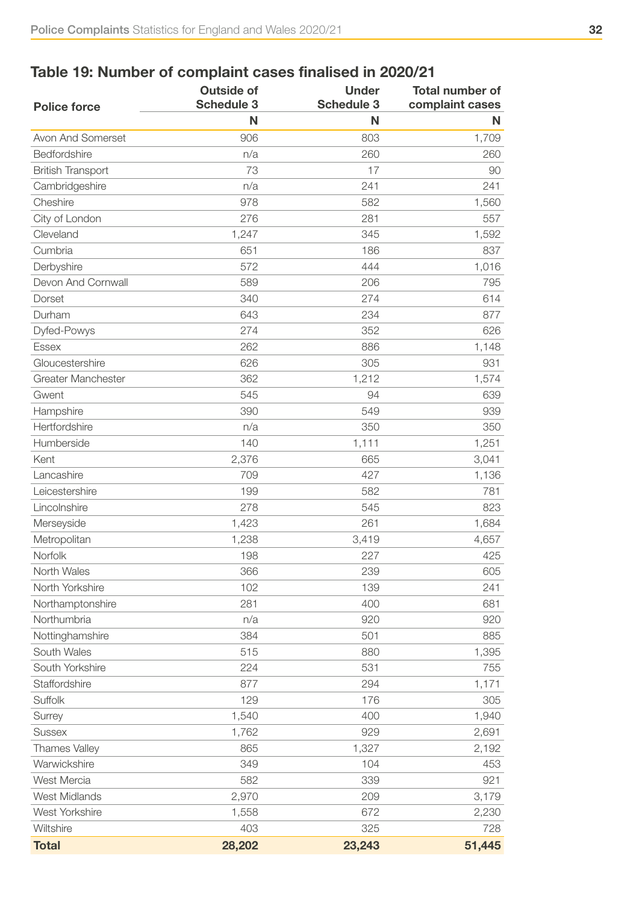## Table 19: Number of complaint cases finalised in 2020/21

| Police force | Outside of Schedule 3 | Under Schedule 3 | Total number of complaint cases |
|---|---|---|---|
| | N | N | N |
| Avon And Somerset | 906 | 803 | 1,709 |
| Bedfordshire | n/a | 260 | 260 |
| British Transport | 73 | 17 | 90 |
| Cambridgeshire | n/a | 241 | 241 |
| Cheshire | 978 | 582 | 1,560 |
| City of London | 276 | 281 | 557 |
| Cleveland | 1,247 | 345 | 1,592 |
| Cumbria | 651 | 186 | 837 |
| Derbyshire | 572 | 444 | 1,016 |
| Devon And Cornwall | 589 | 206 | 795 |
| Dorset | 340 | 274 | 614 |
| Durham | 643 | 234 | 877 |
| Dyfed-Powys | 274 | 352 | 626 |
| Essex | 262 | 886 | 1,148 |
| Gloucestershire | 626 | 305 | 931 |
| Greater Manchester | 362 | 1,212 | 1,574 |
| Gwent | 545 | 94 | 639 |
| Hampshire | 390 | 549 | 939 |
| Hertfordshire | n/a | 350 | 350 |
| Humberside | 140 | 1,111 | 1,251 |
| Kent | 2,376 | 665 | 3,041 |
| Lancashire | 709 | 427 | 1,136 |
| Leicestershire | 199 | 582 | 781 |
| Lincolnshire | 278 | 545 | 823 |
| Merseyside | 1,423 | 261 | 1,684 |
| Metropolitan | 1,238 | 3,419 | 4,657 |
| Norfolk | 198 | 227 | 425 |
| North Wales | 366 | 239 | 605 |
| North Yorkshire | 102 | 139 | 241 |
| Northamptonshire | 281 | 400 | 681 |
| Northumbria | n/a | 920 | 920 |
| Nottinghamshire | 384 | 501 | 885 |
| South Wales | 515 | 880 | 1,395 |
| South Yorkshire | 224 | 531 | 755 |
| Staffordshire | 877 | 294 | 1,171 |
| Suffolk | 129 | 176 | 305 |
| Surrey | 1,540 | 400 | 1,940 |
| Sussex | 1,762 | 929 | 2,691 |
| Thames Valley | 865 | 1,327 | 2,192 |
| Warwickshire | 349 | 104 | 453 |
| West Mercia | 582 | 339 | 921 |
| West Midlands | 2,970 | 209 | 3,179 |
| West Yorkshire | 1,558 | 672 | 2,230 |
| Wiltshire | 403 | 325 | 728 |
| **Total** | **28,202** | **23,243** | **51,445** |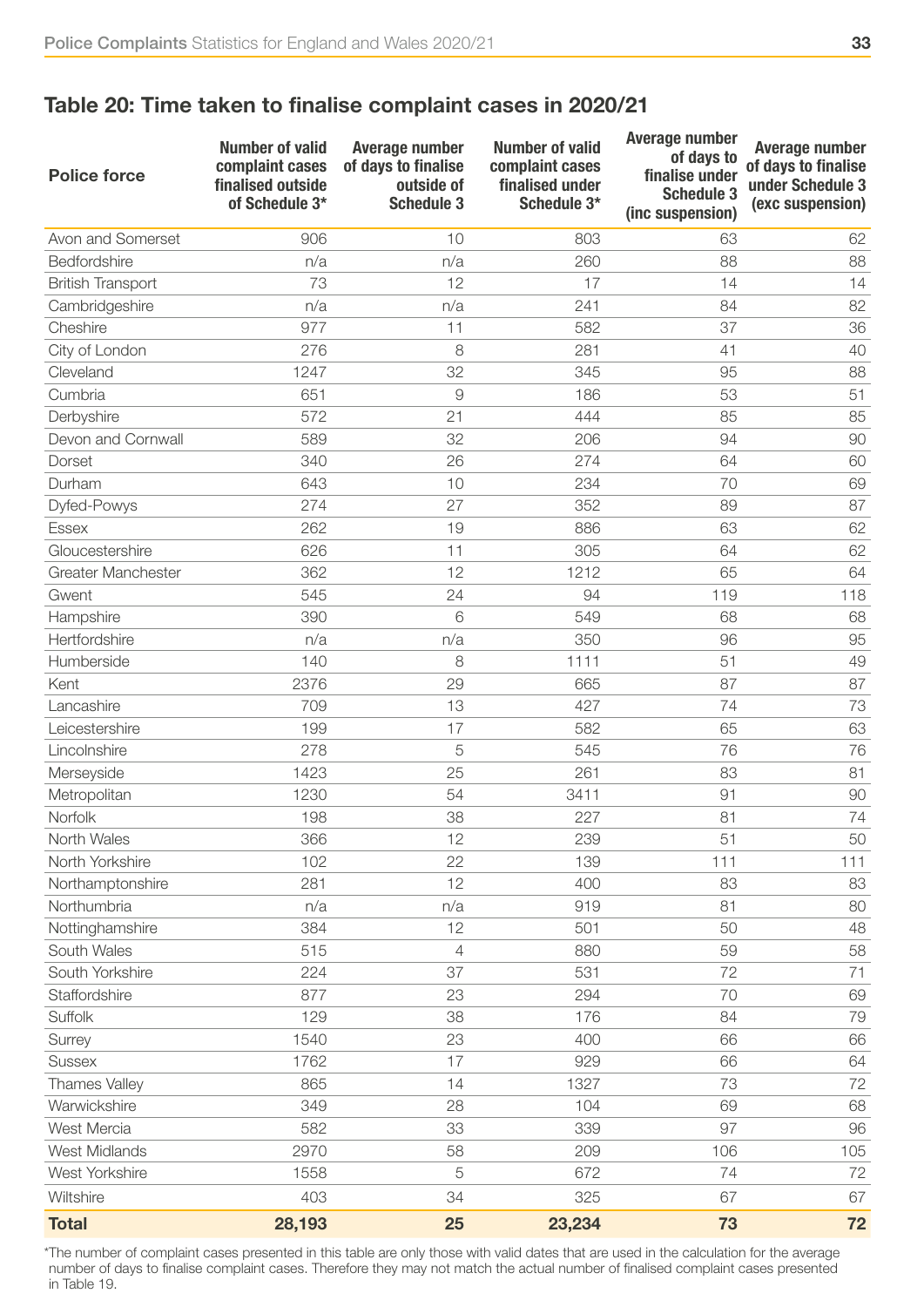## Table 20: Time taken to finalise complaint cases in 2020/21

| Police force | Number of valid complaint cases finalised outside of Schedule 3* | Average number of days to finalise outside of Schedule 3 | Number of valid complaint cases finalised under Schedule 3* | Average number of days to finalise under Schedule 3 (inc suspension) | Average number of days to finalise under Schedule 3 (exc suspension) |
|---|---|---|---|---|---|
| Avon and Somerset | 906 | 10 | 803 | 63 | 62 |
| Bedfordshire | n/a | n/a | 260 | 88 | 88 |
| British Transport | 73 | 12 | 17 | 14 | 14 |
| Cambridgeshire | n/a | n/a | 241 | 84 | 82 |
| Cheshire | 977 | 11 | 582 | 37 | 36 |
| City of London | 276 | 8 | 281 | 41 | 40 |
| Cleveland | 1247 | 32 | 345 | 95 | 88 |
| Cumbria | 651 | 9 | 186 | 53 | 51 |
| Derbyshire | 572 | 21 | 444 | 85 | 85 |
| Devon and Cornwall | 589 | 32 | 206 | 94 | 90 |
| Dorset | 340 | 26 | 274 | 64 | 60 |
| Durham | 643 | 10 | 234 | 70 | 69 |
| Dyfed-Powys | 274 | 27 | 352 | 89 | 87 |
| Essex | 262 | 19 | 886 | 63 | 62 |
| Gloucestershire | 626 | 11 | 305 | 64 | 62 |
| Greater Manchester | 362 | 12 | 1212 | 65 | 64 |
| Gwent | 545 | 24 | 94 | 119 | 118 |
| Hampshire | 390 | 6 | 549 | 68 | 68 |
| Hertfordshire | n/a | n/a | 350 | 96 | 95 |
| Humberside | 140 | 8 | 1111 | 51 | 49 |
| Kent | 2376 | 29 | 665 | 87 | 87 |
| Lancashire | 709 | 13 | 427 | 74 | 73 |
| Leicestershire | 199 | 17 | 582 | 65 | 63 |
| Lincolnshire | 278 | 5 | 545 | 76 | 76 |
| Merseyside | 1423 | 25 | 261 | 83 | 81 |
| Metropolitan | 1230 | 54 | 3411 | 91 | 90 |
| Norfolk | 198 | 38 | 227 | 81 | 74 |
| North Wales | 366 | 12 | 239 | 51 | 50 |
| North Yorkshire | 102 | 22 | 139 | 111 | 111 |
| Northamptonshire | 281 | 12 | 400 | 83 | 83 |
| Northumbria | n/a | n/a | 919 | 81 | 80 |
| Nottinghamshire | 384 | 12 | 501 | 50 | 48 |
| South Wales | 515 | 4 | 880 | 59 | 58 |
| South Yorkshire | 224 | 37 | 531 | 72 | 71 |
| Staffordshire | 877 | 23 | 294 | 70 | 69 |
| Suffolk | 129 | 38 | 176 | 84 | 79 |
| Surrey | 1540 | 23 | 400 | 66 | 66 |
| Sussex | 1762 | 17 | 929 | 66 | 64 |
| Thames Valley | 865 | 14 | 1327 | 73 | 72 |
| Warwickshire | 349 | 28 | 104 | 69 | 68 |
| West Mercia | 582 | 33 | 339 | 97 | 96 |
| West Midlands | 2970 | 58 | 209 | 106 | 105 |
| West Yorkshire | 1558 | 5 | 672 | 74 | 72 |
| Wiltshire | 403 | 34 | 325 | 67 | 67 |
| **Total** | **28,193** | **25** | **23,234** | **73** | **72** |

*The number of complaint cases presented in this table are only those with valid dates that are used in the calculation for the average number of days to finalise complaint cases. Therefore they may not match the actual number of finalised complaint cases presented in Table 19.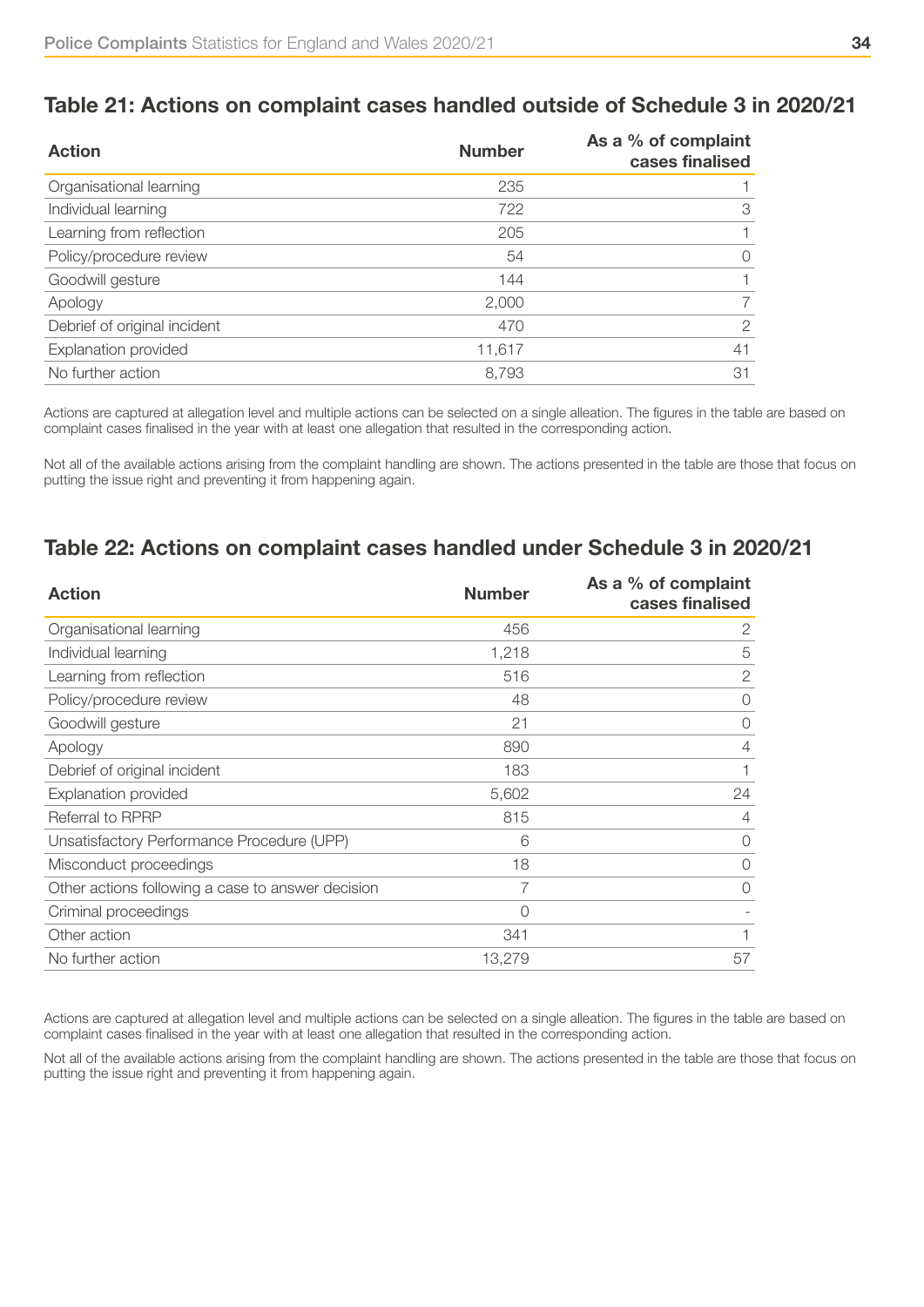## Table 21: Actions on complaint cases handled outside of Schedule 3 in 2020/21

| Action | Number | As a % of complaint cases finalised |
|---|---|---|
| Organisational learning | 235 | 1 |
| Individual learning | 722 | 3 |
| Learning from reflection | 205 | 1 |
| Policy/procedure review | 54 | 0 |
| Goodwill gesture | 144 | 1 |
| Apology | 2,000 | 7 |
| Debrief of original incident | 470 | 2 |
| Explanation provided | 11,617 | 41 |
| No further action | 8,793 | 31 |

Actions are captured at allegation level and multiple actions can be selected on a single alleation. The figures in the table are based on complaint cases finalised in the year with at least one allegation that resulted in the corresponding action.

Not all of the available actions arising from the complaint handling are shown. The actions presented in the table are those that focus on putting the issue right and preventing it from happening again.

## Table 22: Actions on complaint cases handled under Schedule 3 in 2020/21

| Action | Number | As a % of complaint cases finalised |
|---|---|---|
| Organisational learning | 456 | 2 |
| Individual learning | 1,218 | 5 |
| Learning from reflection | 516 | 2 |
| Policy/procedure review | 48 | 0 |
| Goodwill gesture | 21 | 0 |
| Apology | 890 | 4 |
| Debrief of original incident | 183 | 1 |
| Explanation provided | 5,602 | 24 |
| Referral to RPRP | 815 | 4 |
| Unsatisfactory Performance Procedure (UPP) | 6 | 0 |
| Misconduct proceedings | 18 | 0 |
| Other actions following a case to answer decision | 7 | 0 |
| Criminal proceedings | 0 | - |
| Other action | 341 | 1 |
| No further action | 13,279 | 57 |

Actions are captured at allegation level and multiple actions can be selected on a single alleation. The figures in the table are based on complaint cases finalised in the year with at least one allegation that resulted in the corresponding action.

Not all of the available actions arising from the complaint handling are shown. The actions presented in the table are those that focus on putting the issue right and preventing it from happening again.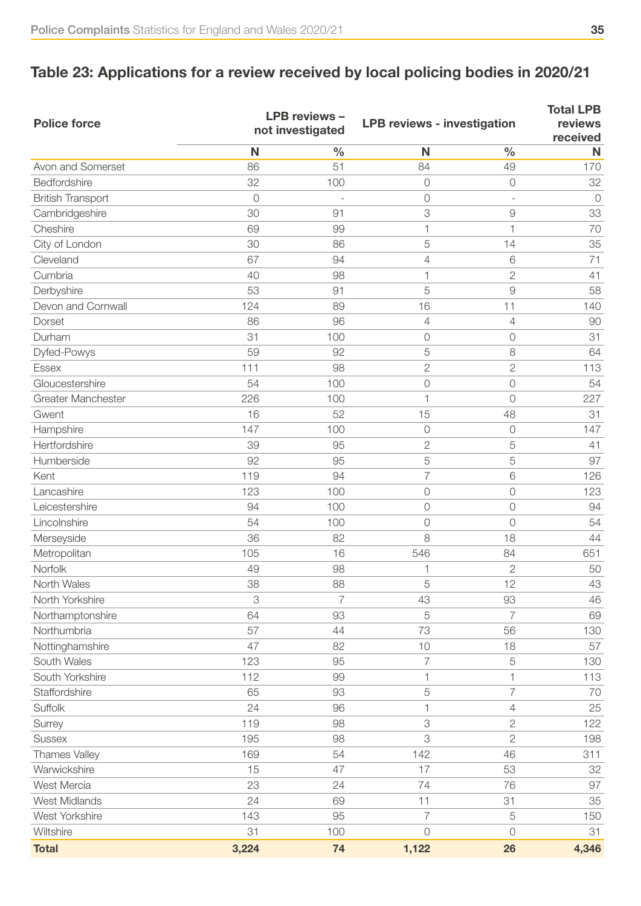## Table 23: Applications for a review received by local policing bodies in 2020/21

| Police force | LPB reviews – not investigated | | LPB reviews - investigation | | Total LPB reviews received |
|---|---|---|---|---|---|
| | N | % | N | % | N |
| Avon and Somerset | 86 | 51 | 84 | 49 | 170 |
| Bedfordshire | 32 | 100 | 0 | 0 | 32 |
| British Transport | 0 | - | 0 | - | 0 |
| Cambridgeshire | 30 | 91 | 3 | 9 | 33 |
| Cheshire | 69 | 99 | 1 | 1 | 70 |
| City of London | 30 | 86 | 5 | 14 | 35 |
| Cleveland | 67 | 94 | 4 | 6 | 71 |
| Cumbria | 40 | 98 | 1 | 2 | 41 |
| Derbyshire | 53 | 91 | 5 | 9 | 58 |
| Devon and Cornwall | 124 | 89 | 16 | 11 | 140 |
| Dorset | 86 | 96 | 4 | 4 | 90 |
| Durham | 31 | 100 | 0 | 0 | 31 |
| Dyfed-Powys | 59 | 92 | 5 | 8 | 64 |
| Essex | 111 | 98 | 2 | 2 | 113 |
| Gloucestershire | 54 | 100 | 0 | 0 | 54 |
| Greater Manchester | 226 | 100 | 1 | 0 | 227 |
| Gwent | 16 | 52 | 15 | 48 | 31 |
| Hampshire | 147 | 100 | 0 | 0 | 147 |
| Hertfordshire | 39 | 95 | 2 | 5 | 41 |
| Humberside | 92 | 95 | 5 | 5 | 97 |
| Kent | 119 | 94 | 7 | 6 | 126 |
| Lancashire | 123 | 100 | 0 | 0 | 123 |
| Leicestershire | 94 | 100 | 0 | 0 | 94 |
| Lincolnshire | 54 | 100 | 0 | 0 | 54 |
| Merseyside | 36 | 82 | 8 | 18 | 44 |
| Metropolitan | 105 | 16 | 546 | 84 | 651 |
| Norfolk | 49 | 98 | 1 | 2 | 50 |
| North Wales | 38 | 88 | 5 | 12 | 43 |
| North Yorkshire | 3 | 7 | 43 | 93 | 46 |
| Northamptonshire | 64 | 93 | 5 | 7 | 69 |
| Northumbria | 57 | 44 | 73 | 56 | 130 |
| Nottinghamshire | 47 | 82 | 10 | 18 | 57 |
| South Wales | 123 | 95 | 7 | 5 | 130 |
| South Yorkshire | 112 | 99 | 1 | 1 | 113 |
| Staffordshire | 65 | 93 | 5 | 7 | 70 |
| Suffolk | 24 | 96 | 1 | 4 | 25 |
| Surrey | 119 | 98 | 3 | 2 | 122 |
| Sussex | 195 | 98 | 3 | 2 | 198 |
| Thames Valley | 169 | 54 | 142 | 46 | 311 |
| Warwickshire | 15 | 47 | 17 | 53 | 32 |
| West Mercia | 23 | 24 | 74 | 76 | 97 |
| West Midlands | 24 | 69 | 11 | 31 | 35 |
| West Yorkshire | 143 | 95 | 7 | 5 | 150 |
| Wiltshire | 31 | 100 | 0 | 0 | 31 |
| **Total** | **3,224** | **74** | **1,122** | **26** | **4,346** |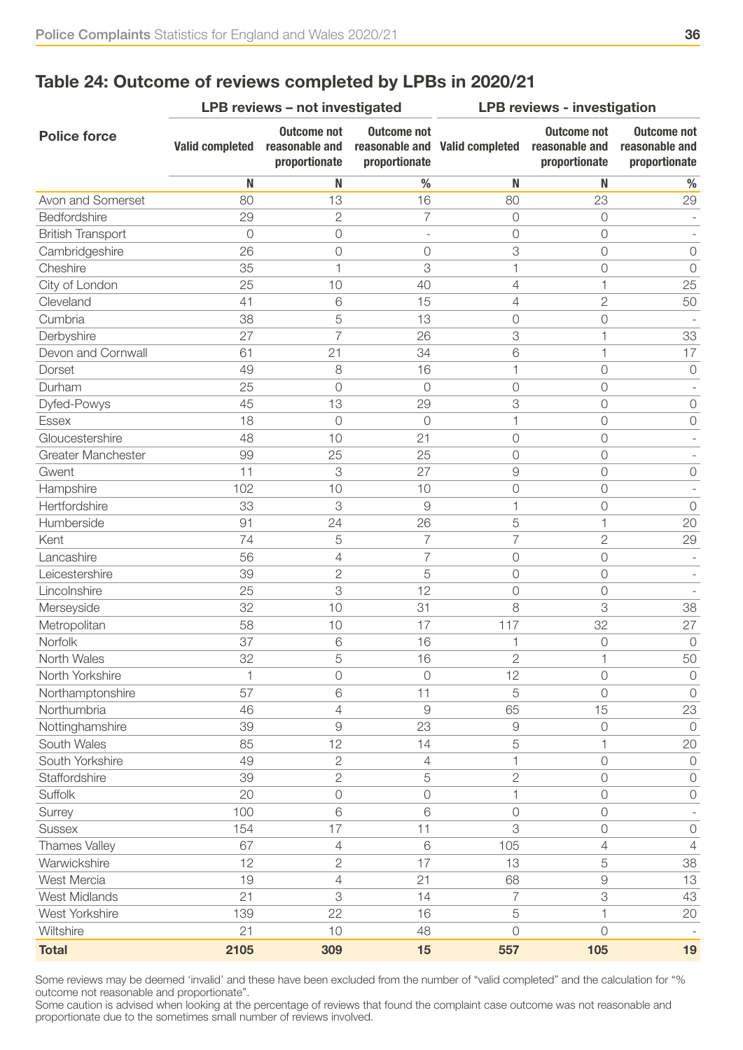## Table 24: Outcome of reviews completed by LPBs in 2020/21

| Police force | LPB reviews – not investigated | | | LPB reviews - investigation | | |
|---|---|---|---|---|---|---|
| | Valid completed | Outcome not reasonable and proportionate | Outcome not reasonable and proportionate | Valid completed | Outcome not reasonable and proportionate | Outcome not reasonable and proportionate |
| | N | N | % | N | N | % |
| Avon and Somerset | 80 | 13 | 16 | 80 | 23 | 29 |
| Bedfordshire | 29 | 2 | 7 | 0 | 0 | - |
| British Transport | 0 | 0 | - | 0 | 0 | - |
| Cambridgeshire | 26 | 0 | 0 | 3 | 0 | 0 |
| Cheshire | 35 | 1 | 3 | 1 | 0 | 0 |
| City of London | 25 | 10 | 40 | 4 | 1 | 25 |
| Cleveland | 41 | 6 | 15 | 4 | 2 | 50 |
| Cumbria | 38 | 5 | 13 | 0 | 0 | - |
| Derbyshire | 27 | 7 | 26 | 3 | 1 | 33 |
| Devon and Cornwall | 61 | 21 | 34 | 6 | 1 | 17 |
| Dorset | 49 | 8 | 16 | 1 | 0 | 0 |
| Durham | 25 | 0 | 0 | 0 | 0 | - |
| Dyfed-Powys | 45 | 13 | 29 | 3 | 0 | 0 |
| Essex | 18 | 0 | 0 | 1 | 0 | 0 |
| Gloucestershire | 48 | 10 | 21 | 0 | 0 | - |
| Greater Manchester | 99 | 25 | 25 | 0 | 0 | - |
| Gwent | 11 | 3 | 27 | 9 | 0 | 0 |
| Hampshire | 102 | 10 | 10 | 0 | 0 | - |
| Hertfordshire | 33 | 3 | 9 | 1 | 0 | 0 |
| Humberside | 91 | 24 | 26 | 5 | 1 | 20 |
| Kent | 74 | 5 | 7 | 7 | 2 | 29 |
| Lancashire | 56 | 4 | 7 | 0 | 0 | - |
| Leicestershire | 39 | 2 | 5 | 0 | 0 | - |
| Lincolnshire | 25 | 3 | 12 | 0 | 0 | - |
| Merseyside | 32 | 10 | 31 | 8 | 3 | 38 |
| Metropolitan | 58 | 10 | 17 | 117 | 32 | 27 |
| Norfolk | 37 | 6 | 16 | 1 | 0 | 0 |
| North Wales | 32 | 5 | 16 | 2 | 1 | 50 |
| North Yorkshire | 1 | 0 | 0 | 12 | 0 | 0 |
| Northamptonshire | 57 | 6 | 11 | 5 | 0 | 0 |
| Northumbria | 46 | 4 | 9 | 65 | 15 | 23 |
| Nottinghamshire | 39 | 9 | 23 | 9 | 0 | 0 |
| South Wales | 85 | 12 | 14 | 5 | 1 | 20 |
| South Yorkshire | 49 | 2 | 4 | 1 | 0 | 0 |
| Staffordshire | 39 | 2 | 5 | 2 | 0 | 0 |
| Suffolk | 20 | 0 | 0 | 1 | 0 | 0 |
| Surrey | 100 | 6 | 6 | 0 | 0 | - |
| Sussex | 154 | 17 | 11 | 3 | 0 | 0 |
| Thames Valley | 67 | 4 | 6 | 105 | 4 | 4 |
| Warwickshire | 12 | 2 | 17 | 13 | 5 | 38 |
| West Mercia | 19 | 4 | 21 | 68 | 9 | 13 |
| West Midlands | 21 | 3 | 14 | 7 | 3 | 43 |
| West Yorkshire | 139 | 22 | 16 | 5 | 1 | 20 |
| Wiltshire | 21 | 10 | 48 | 0 | 0 | - |
| **Total** | **2105** | **309** | **15** | **557** | **105** | **19** |

Some reviews may be deemed 'invalid' and these have been excluded from the number of "valid completed" and the calculation for "% outcome not reasonable and proportionate".
Some caution is advised when looking at the percentage of reviews that found the complaint case outcome was not reasonable and proportionate due to the sometimes small number of reviews involved.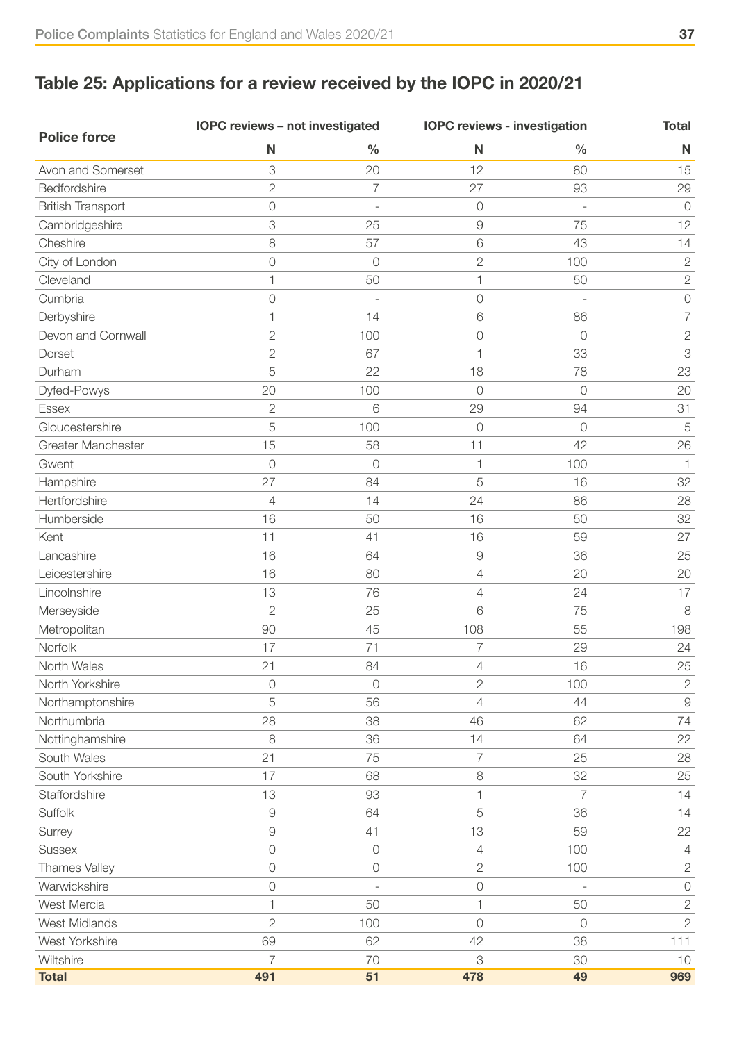## Table 25: Applications for a review received by the IOPC in 2020/21

| Police force | IOPC reviews – not investigated | | IOPC reviews - investigation | | Total |
|---|---|---|---|---|---|
| | N | % | N | % | N |
| Avon and Somerset | 3 | 20 | 12 | 80 | 15 |
| Bedfordshire | 2 | 7 | 27 | 93 | 29 |
| British Transport | 0 | - | 0 | - | 0 |
| Cambridgeshire | 3 | 25 | 9 | 75 | 12 |
| Cheshire | 8 | 57 | 6 | 43 | 14 |
| City of London | 0 | 0 | 2 | 100 | 2 |
| Cleveland | 1 | 50 | 1 | 50 | 2 |
| Cumbria | 0 | - | 0 | - | 0 |
| Derbyshire | 1 | 14 | 6 | 86 | 7 |
| Devon and Cornwall | 2 | 100 | 0 | 0 | 2 |
| Dorset | 2 | 67 | 1 | 33 | 3 |
| Durham | 5 | 22 | 18 | 78 | 23 |
| Dyfed-Powys | 20 | 100 | 0 | 0 | 20 |
| Essex | 2 | 6 | 29 | 94 | 31 |
| Gloucestershire | 5 | 100 | 0 | 0 | 5 |
| Greater Manchester | 15 | 58 | 11 | 42 | 26 |
| Gwent | 0 | 0 | 1 | 100 | 1 |
| Hampshire | 27 | 84 | 5 | 16 | 32 |
| Hertfordshire | 4 | 14 | 24 | 86 | 28 |
| Humberside | 16 | 50 | 16 | 50 | 32 |
| Kent | 11 | 41 | 16 | 59 | 27 |
| Lancashire | 16 | 64 | 9 | 36 | 25 |
| Leicestershire | 16 | 80 | 4 | 20 | 20 |
| Lincolnshire | 13 | 76 | 4 | 24 | 17 |
| Merseyside | 2 | 25 | 6 | 75 | 8 |
| Metropolitan | 90 | 45 | 108 | 55 | 198 |
| Norfolk | 17 | 71 | 7 | 29 | 24 |
| North Wales | 21 | 84 | 4 | 16 | 25 |
| North Yorkshire | 0 | 0 | 2 | 100 | 2 |
| Northamptonshire | 5 | 56 | 4 | 44 | 9 |
| Northumbria | 28 | 38 | 46 | 62 | 74 |
| Nottinghamshire | 8 | 36 | 14 | 64 | 22 |
| South Wales | 21 | 75 | 7 | 25 | 28 |
| South Yorkshire | 17 | 68 | 8 | 32 | 25 |
| Staffordshire | 13 | 93 | 1 | 7 | 14 |
| Suffolk | 9 | 64 | 5 | 36 | 14 |
| Surrey | 9 | 41 | 13 | 59 | 22 |
| Sussex | 0 | 0 | 4 | 100 | 4 |
| Thames Valley | 0 | 0 | 2 | 100 | 2 |
| Warwickshire | 0 | - | 0 | - | 0 |
| West Mercia | 1 | 50 | 1 | 50 | 2 |
| West Midlands | 2 | 100 | 0 | 0 | 2 |
| West Yorkshire | 69 | 62 | 42 | 38 | 111 |
| Wiltshire | 7 | 70 | 3 | 30 | 10 |
| **Total** | **491** | **51** | **478** | **49** | **969** |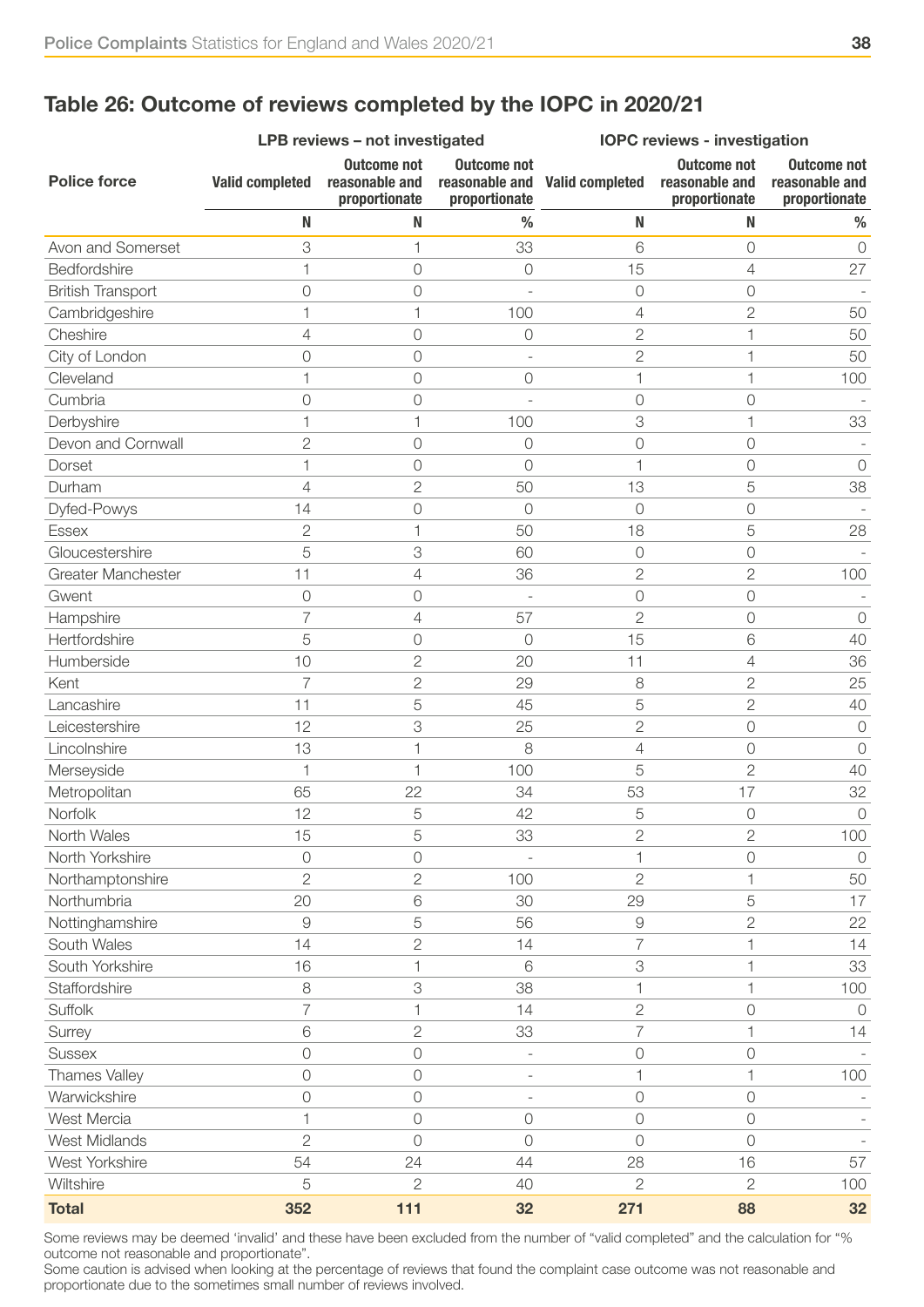## Table 26: Outcome of reviews completed by the IOPC in 2020/21

| Police force | LPB reviews – not investigated | | | IOPC reviews - investigation | | |
|---|---|---|---|---|---|---|
| | Valid completed | Outcome not reasonable and proportionate | Outcome not reasonable and proportionate | Valid completed | Outcome not reasonable and proportionate | Outcome not reasonable and proportionate |
| | N | N | % | N | N | % |
| Avon and Somerset | 3 | 1 | 33 | 6 | 0 | 0 |
| Bedfordshire | 1 | 0 | 0 | 15 | 4 | 27 |
| British Transport | 0 | 0 | - | 0 | 0 | - |
| Cambridgeshire | 1 | 1 | 100 | 4 | 2 | 50 |
| Cheshire | 4 | 0 | 0 | 2 | 1 | 50 |
| City of London | 0 | 0 | - | 2 | 1 | 50 |
| Cleveland | 1 | 0 | 0 | 1 | 1 | 100 |
| Cumbria | 0 | 0 | - | 0 | 0 | - |
| Derbyshire | 1 | 1 | 100 | 3 | 1 | 33 |
| Devon and Cornwall | 2 | 0 | 0 | 0 | 0 | - |
| Dorset | 1 | 0 | 0 | 1 | 0 | 0 |
| Durham | 4 | 2 | 50 | 13 | 5 | 38 |
| Dyfed-Powys | 14 | 0 | 0 | 0 | 0 | - |
| Essex | 2 | 1 | 50 | 18 | 5 | 28 |
| Gloucestershire | 5 | 3 | 60 | 0 | 0 | - |
| Greater Manchester | 11 | 4 | 36 | 2 | 2 | 100 |
| Gwent | 0 | 0 | - | 0 | 0 | - |
| Hampshire | 7 | 4 | 57 | 2 | 0 | 0 |
| Hertfordshire | 5 | 0 | 0 | 15 | 6 | 40 |
| Humberside | 10 | 2 | 20 | 11 | 4 | 36 |
| Kent | 7 | 2 | 29 | 8 | 2 | 25 |
| Lancashire | 11 | 5 | 45 | 5 | 2 | 40 |
| Leicestershire | 12 | 3 | 25 | 2 | 0 | 0 |
| Lincolnshire | 13 | 1 | 8 | 4 | 0 | 0 |
| Merseyside | 1 | 1 | 100 | 5 | 2 | 40 |
| Metropolitan | 65 | 22 | 34 | 53 | 17 | 32 |
| Norfolk | 12 | 5 | 42 | 5 | 0 | 0 |
| North Wales | 15 | 5 | 33 | 2 | 2 | 100 |
| North Yorkshire | 0 | 0 | - | 1 | 0 | 0 |
| Northamptonshire | 2 | 2 | 100 | 2 | 1 | 50 |
| Northumbria | 20 | 6 | 30 | 29 | 5 | 17 |
| Nottinghamshire | 9 | 5 | 56 | 9 | 2 | 22 |
| South Wales | 14 | 2 | 14 | 7 | 1 | 14 |
| South Yorkshire | 16 | 1 | 6 | 3 | 1 | 33 |
| Staffordshire | 8 | 3 | 38 | 1 | 1 | 100 |
| Suffolk | 7 | 1 | 14 | 2 | 0 | 0 |
| Surrey | 6 | 2 | 33 | 7 | 1 | 14 |
| Sussex | 0 | 0 | - | 0 | 0 | - |
| Thames Valley | 0 | 0 | - | 1 | 1 | 100 |
| Warwickshire | 0 | 0 | - | 0 | 0 | - |
| West Mercia | 1 | 0 | 0 | 0 | 0 | - |
| West Midlands | 2 | 0 | 0 | 0 | 0 | - |
| West Yorkshire | 54 | 24 | 44 | 28 | 16 | 57 |
| Wiltshire | 5 | 2 | 40 | 2 | 2 | 100 |
| **Total** | **352** | **111** | **32** | **271** | **88** | **32** |

Some reviews may be deemed 'invalid' and these have been excluded from the number of "valid completed" and the calculation for "% outcome not reasonable and proportionate".

Some caution is advised when looking at the percentage of reviews that found the complaint case outcome was not reasonable and proportionate due to the sometimes small number of reviews involved.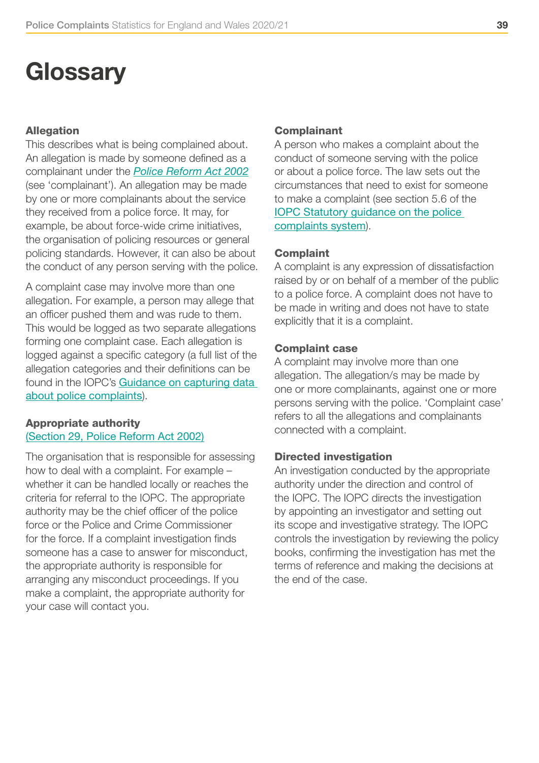# Glossary

**Allegation**

This describes what is being complained about. An allegation is made by someone defined as a complainant under the *Police Reform Act 2002* (see 'complainant'). An allegation may be made by one or more complainants about the service they received from a police force. It may, for example, be about force-wide crime initiatives, the organisation of policing resources or general policing standards. However, it can also be about the conduct of any person serving with the police.

A complaint case may involve more than one allegation. For example, a person may allege that an officer pushed them and was rude to them. This would be logged as two separate allegations forming one complaint case. Each allegation is logged against a specific category (a full list of the allegation categories and their definitions can be found in the IOPC's Guidance on capturing data about police complaints).

**Appropriate authority**
(Section 29, Police Reform Act 2002)

The organisation that is responsible for assessing how to deal with a complaint. For example – whether it can be handled locally or reaches the criteria for referral to the IOPC. The appropriate authority may be the chief officer of the police force or the Police and Crime Commissioner for the force. If a complaint investigation finds someone has a case to answer for misconduct, the appropriate authority is responsible for arranging any misconduct proceedings. If you make a complaint, the appropriate authority for your case will contact you.

**Complainant**

A person who makes a complaint about the conduct of someone serving with the police or about a police force. The law sets out the circumstances that need to exist for someone to make a complaint (see section 5.6 of the IOPC Statutory guidance on the police complaints system).

**Complaint**

A complaint is any expression of dissatisfaction raised by or on behalf of a member of the public to a police force. A complaint does not have to be made in writing and does not have to state explicitly that it is a complaint.

**Complaint case**

A complaint may involve more than one allegation. The allegation/s may be made by one or more complainants, against one or more persons serving with the police. 'Complaint case' refers to all the allegations and complainants connected with a complaint.

**Directed investigation**

An investigation conducted by the appropriate authority under the direction and control of the IOPC. The IOPC directs the investigation by appointing an investigator and setting out its scope and investigative strategy. The IOPC controls the investigation by reviewing the policy books, confirming the investigation has met the terms of reference and making the decisions at the end of the case.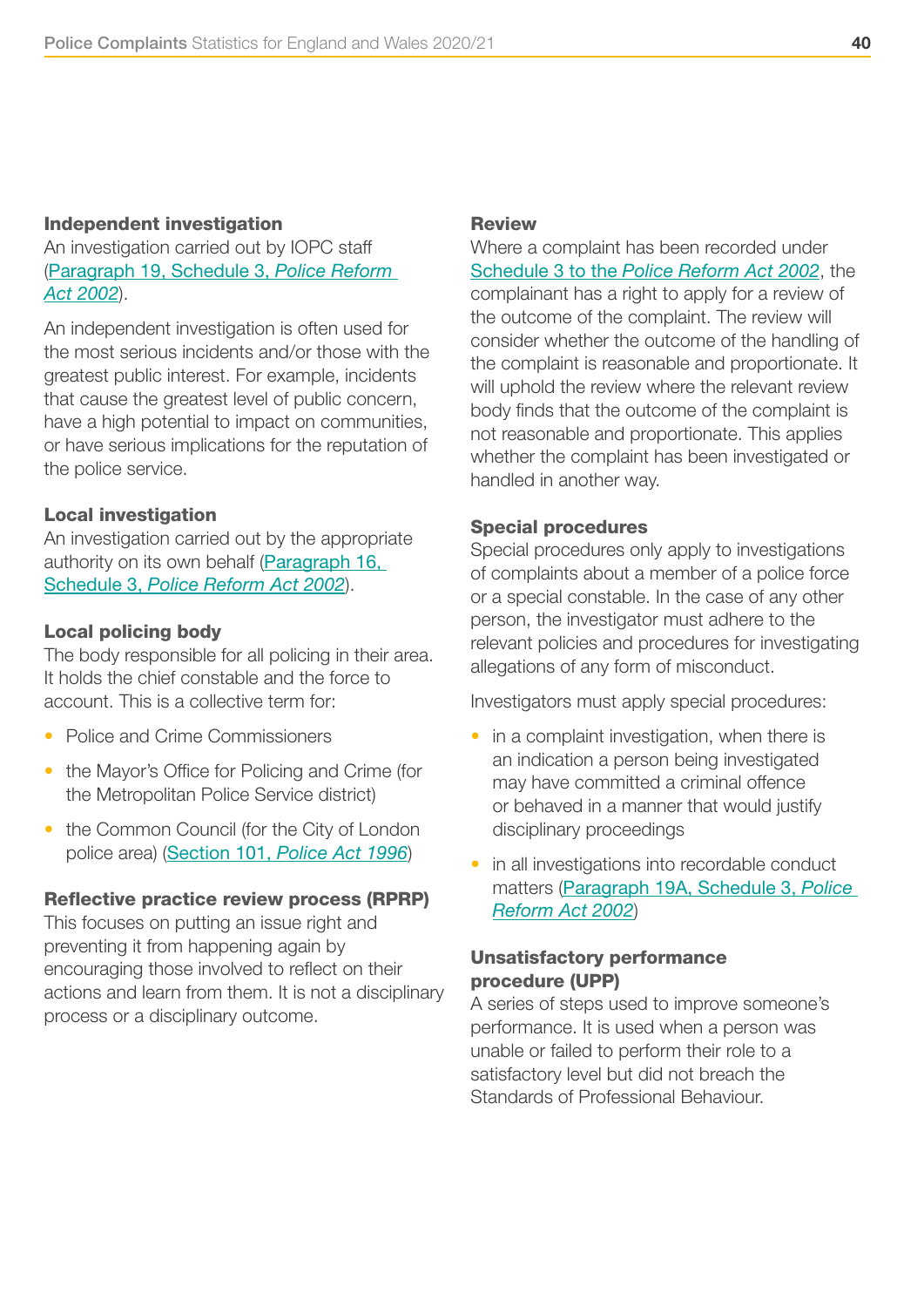### Independent investigation

An investigation carried out by IOPC staff (Paragraph 19, Schedule 3, *Police Reform Act 2002*).

An independent investigation is often used for the most serious incidents and/or those with the greatest public interest. For example, incidents that cause the greatest level of public concern, have a high potential to impact on communities, or have serious implications for the reputation of the police service.

### Local investigation

An investigation carried out by the appropriate authority on its own behalf (Paragraph 16, Schedule 3, *Police Reform Act 2002*).

### Local policing body

The body responsible for all policing in their area. It holds the chief constable and the force to account. This is a collective term for:

- Police and Crime Commissioners
- the Mayor's Office for Policing and Crime (for the Metropolitan Police Service district)
- the Common Council (for the City of London police area) (Section 101, *Police Act 1996*)

### Reflective practice review process (RPRP)

This focuses on putting an issue right and preventing it from happening again by encouraging those involved to reflect on their actions and learn from them. It is not a disciplinary process or a disciplinary outcome.

### Review

Where a complaint has been recorded under Schedule 3 to the *Police Reform Act 2002*, the complainant has a right to apply for a review of the outcome of the complaint. The review will consider whether the outcome of the handling of the complaint is reasonable and proportionate. It will uphold the review where the relevant review body finds that the outcome of the complaint is not reasonable and proportionate. This applies whether the complaint has been investigated or handled in another way.

### Special procedures

Special procedures only apply to investigations of complaints about a member of a police force or a special constable. In the case of any other person, the investigator must adhere to the relevant policies and procedures for investigating allegations of any form of misconduct.

Investigators must apply special procedures:

- in a complaint investigation, when there is an indication a person being investigated may have committed a criminal offence or behaved in a manner that would justify disciplinary proceedings
- in all investigations into recordable conduct matters (Paragraph 19A, Schedule 3, *Police Reform Act 2002*)

### Unsatisfactory performance procedure (UPP)

A series of steps used to improve someone's performance. It is used when a person was unable or failed to perform their role to a satisfactory level but did not breach the Standards of Professional Behaviour.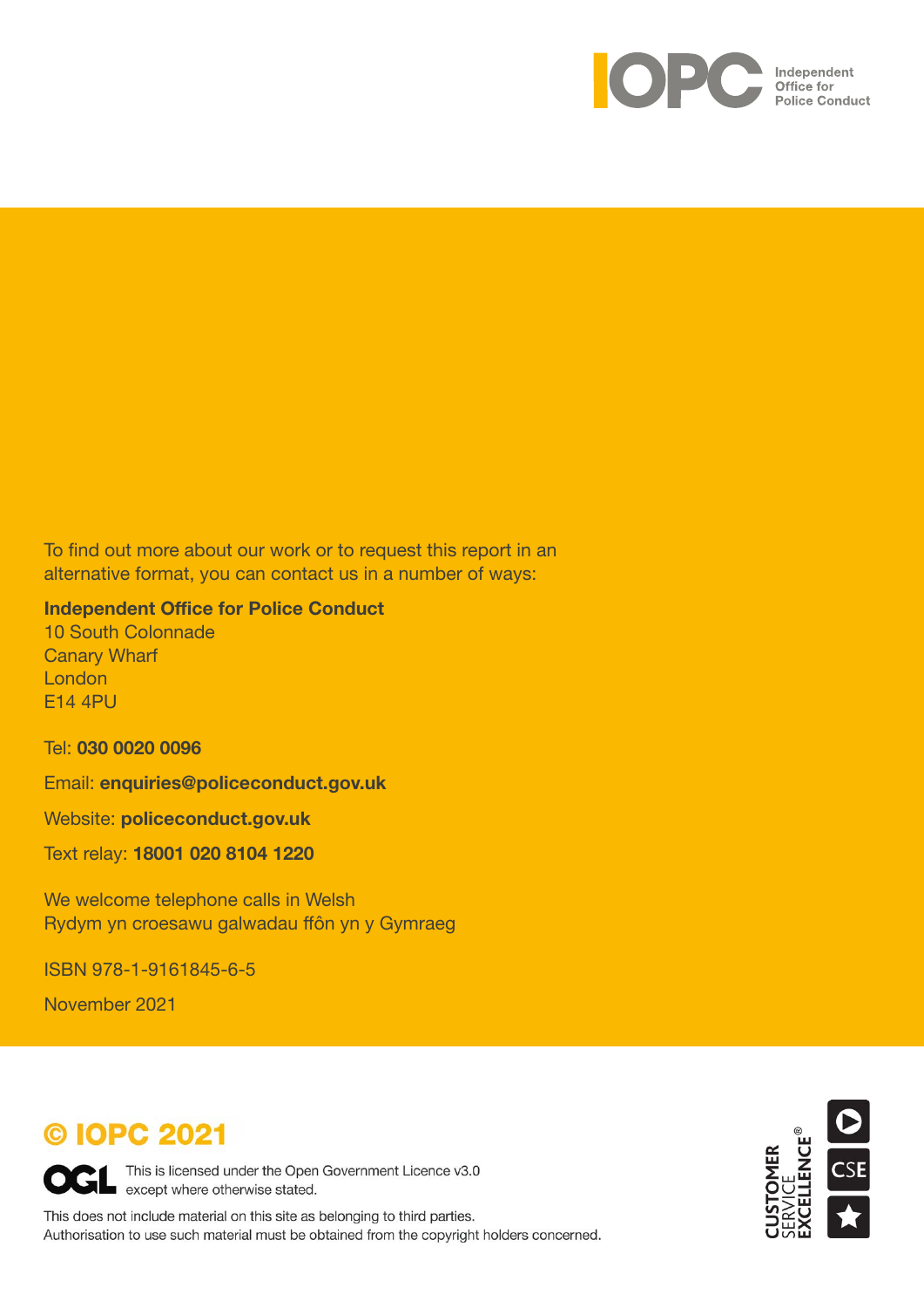IOPC Independent Office for Police Conduct

To find out more about our work or to request this report in an alternative format, you can contact us in a number of ways:

**Independent Office for Police Conduct**
10 South Colonnade
Canary Wharf
London
E14 4PU

Tel: **030 0020 0096**

Email: **enquiries@policeconduct.gov.uk**

Website: **policeconduct.gov.uk**

Text relay: **18001 020 8104 1220**

We welcome telephone calls in Welsh
Rydym yn croesawu galwadau ffôn yn y Gymraeg

ISBN 978-1-9161845-6-5

November 2021

**© IOPC 2021**

OGL This is licensed under the Open Government Licence v3.0 except where otherwise stated.

This does not include material on this site as belonging to third parties.
Authorisation to use such material must be obtained from the copyright holders concerned.

CUSTOMER SERVICE EXCELLENCE® CSE